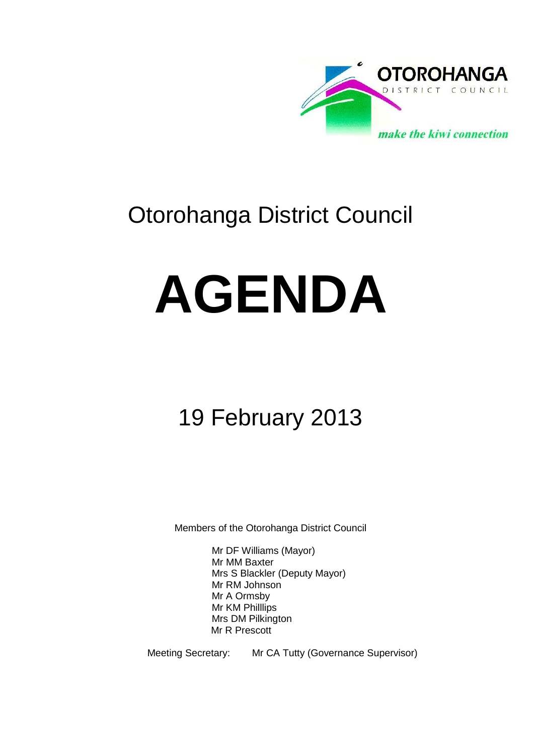OTOROHANGA DISTRICT COUNCIL

*make the kiwi connection*

# Otorohanga District Council

# AGENDA

## 19 February 2013

Members of the Otorohanga District Council

Mr DF Williams (Mayor)
Mr MM Baxter
Mrs S Blackler (Deputy Mayor)
Mr RM Johnson
Mr A Ormsby
Mr KM Philllips
Mrs DM Pilkington
Mr R Prescott

Meeting Secretary: Mr CA Tutty (Governance Supervisor)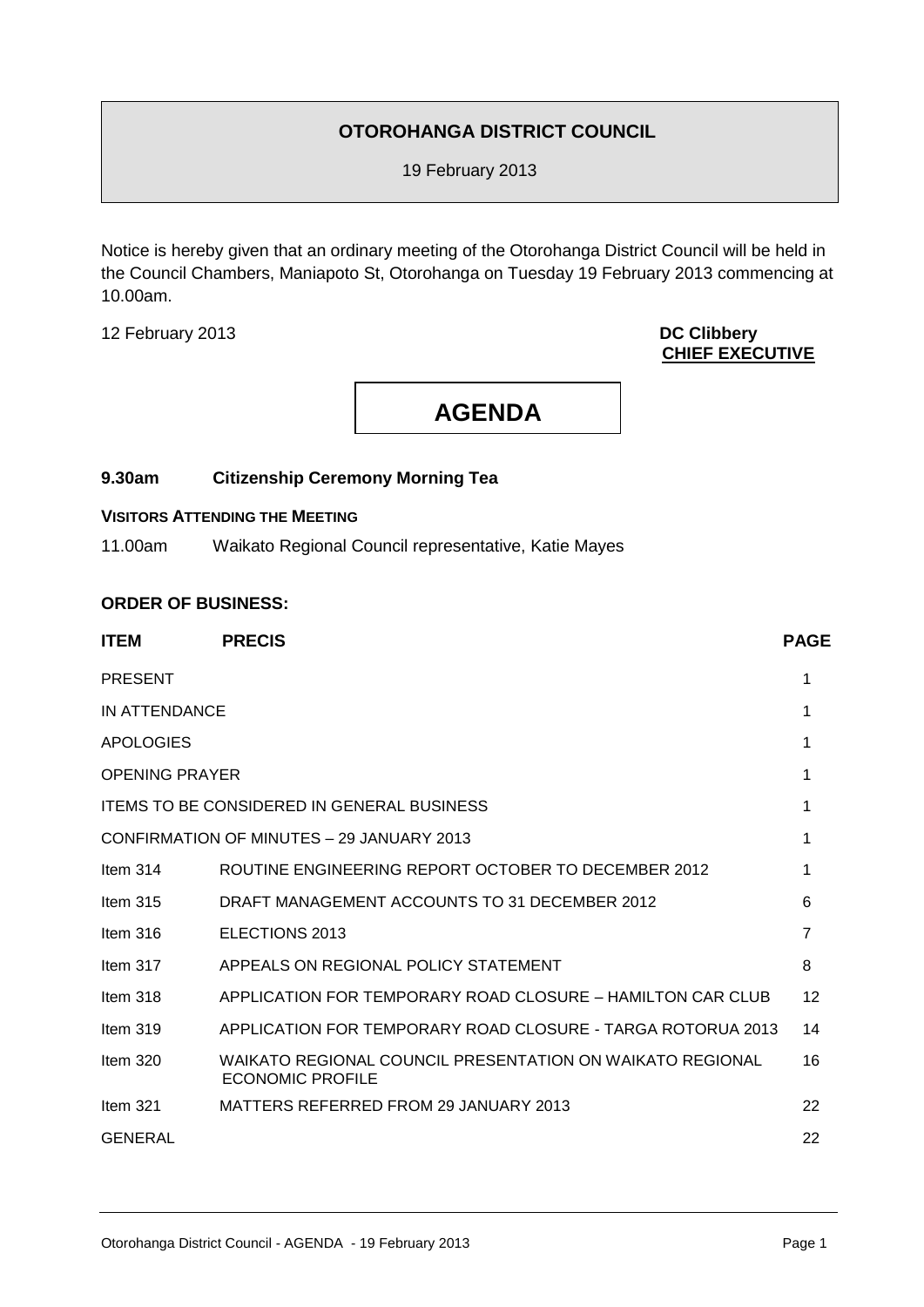# OTOROHANGA DISTRICT COUNCIL

19 February 2013

Notice is hereby given that an ordinary meeting of the Otorohanga District Council will be held in the Council Chambers, Maniapoto St, Otorohanga on Tuesday 19 February 2013 commencing at 10.00am.

12 February 2013

**DC Clibbery**
**CHIEF EXECUTIVE**

# AGENDA

**9.30am Citizenship Ceremony Morning Tea**

**VISITORS ATTENDING THE MEETING**

11.00am Waikato Regional Council representative, Katie Mayes

**ORDER OF BUSINESS:**

| ITEM | PRECIS | PAGE |
|---|---|---|
| PRESENT | | 1 |
| IN ATTENDANCE | | 1 |
| APOLOGIES | | 1 |
| OPENING PRAYER | | 1 |
| ITEMS TO BE CONSIDERED IN GENERAL BUSINESS | | 1 |
| CONFIRMATION OF MINUTES – 29 JANUARY 2013 | | 1 |
| Item 314 | ROUTINE ENGINEERING REPORT OCTOBER TO DECEMBER 2012 | 1 |
| Item 315 | DRAFT MANAGEMENT ACCOUNTS TO 31 DECEMBER 2012 | 6 |
| Item 316 | ELECTIONS 2013 | 7 |
| Item 317 | APPEALS ON REGIONAL POLICY STATEMENT | 8 |
| Item 318 | APPLICATION FOR TEMPORARY ROAD CLOSURE – HAMILTON CAR CLUB | 12 |
| Item 319 | APPLICATION FOR TEMPORARY ROAD CLOSURE - TARGA ROTORUA 2013 | 14 |
| Item 320 | WAIKATO REGIONAL COUNCIL PRESENTATION ON WAIKATO REGIONAL ECONOMIC PROFILE | 16 |
| Item 321 | MATTERS REFERRED FROM 29 JANUARY 2013 | 22 |
| GENERAL | | 22 |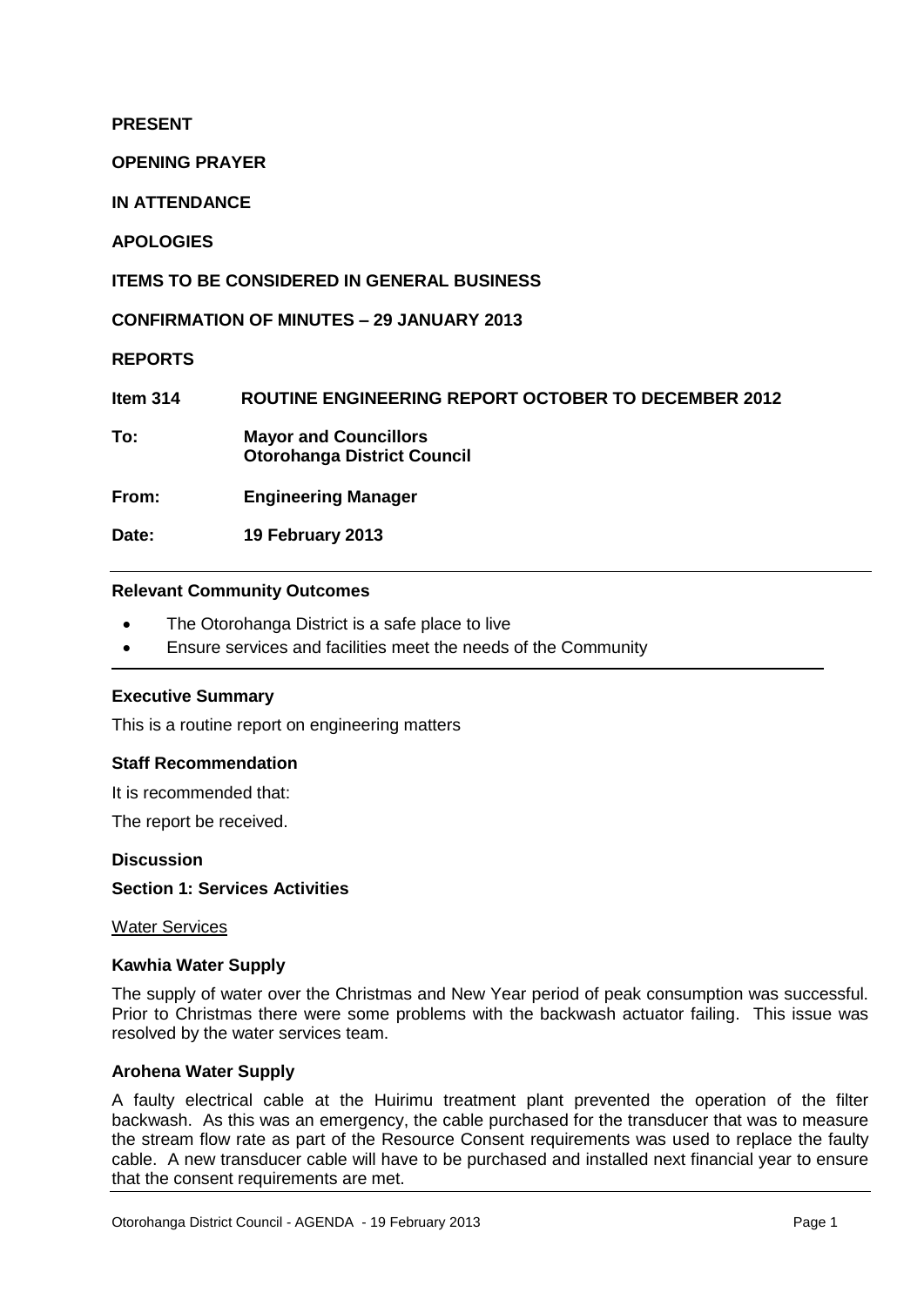**PRESENT**

**OPENING PRAYER**

**IN ATTENDANCE**

**APOLOGIES**

**ITEMS TO BE CONSIDERED IN GENERAL BUSINESS**

**CONFIRMATION OF MINUTES – 29 JANUARY 2013**

**REPORTS**

| | |
|---|---|
| **Item 314** | **ROUTINE ENGINEERING REPORT OCTOBER TO DECEMBER 2012** |
| **To:** | **Mayor and Councillors**<br>**Otorohanga District Council** |
| **From:** | **Engineering Manager** |
| **Date:** | **19 February 2013** |

**Relevant Community Outcomes**

- The Otorohanga District is a safe place to live
- Ensure services and facilities meet the needs of the Community

**Executive Summary**

This is a routine report on engineering matters

**Staff Recommendation**

It is recommended that:

The report be received.

**Discussion**

**Section 1: Services Activities**

Water Services

**Kawhia Water Supply**

The supply of water over the Christmas and New Year period of peak consumption was successful. Prior to Christmas there were some problems with the backwash actuator failing. This issue was resolved by the water services team.

**Arohena Water Supply**

A faulty electrical cable at the Huirimu treatment plant prevented the operation of the filter backwash. As this was an emergency, the cable purchased for the transducer that was to measure the stream flow rate as part of the Resource Consent requirements was used to replace the faulty cable. A new transducer cable will have to be purchased and installed next financial year to ensure that the consent requirements are met.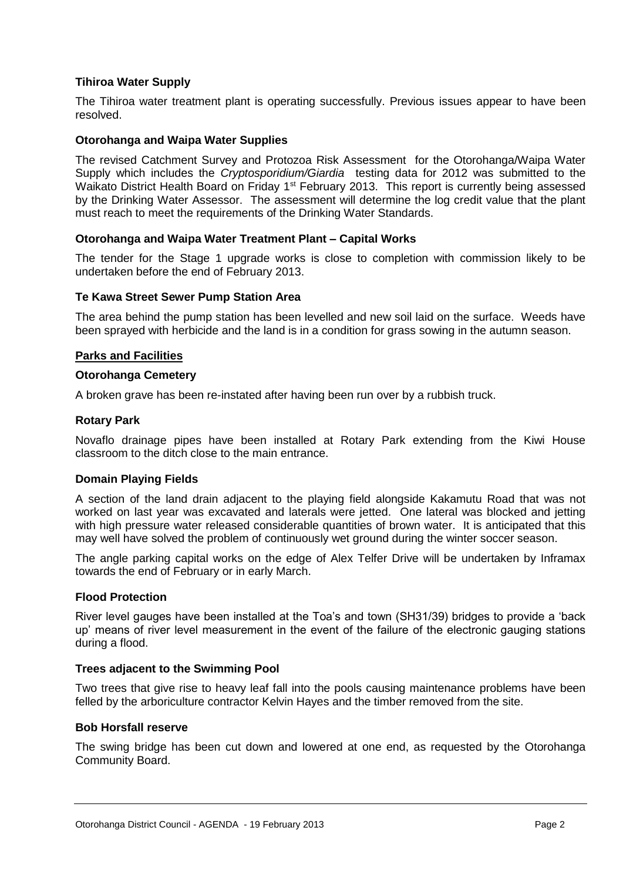**Tihiroa Water Supply**

The Tihiroa water treatment plant is operating successfully. Previous issues appear to have been resolved.

**Otorohanga and Waipa Water Supplies**

The revised Catchment Survey and Protozoa Risk Assessment for the Otorohanga/Waipa Water Supply which includes the *Cryptosporidium/Giardia* testing data for 2012 was submitted to the Waikato District Health Board on Friday 1st February 2013. This report is currently being assessed by the Drinking Water Assessor. The assessment will determine the log credit value that the plant must reach to meet the requirements of the Drinking Water Standards.

**Otorohanga and Waipa Water Treatment Plant – Capital Works**

The tender for the Stage 1 upgrade works is close to completion with commission likely to be undertaken before the end of February 2013.

**Te Kawa Street Sewer Pump Station Area**

The area behind the pump station has been levelled and new soil laid on the surface. Weeds have been sprayed with herbicide and the land is in a condition for grass sowing in the autumn season.

**Parks and Facilities**

**Otorohanga Cemetery**

A broken grave has been re-instated after having been run over by a rubbish truck.

**Rotary Park**

Novaflo drainage pipes have been installed at Rotary Park extending from the Kiwi House classroom to the ditch close to the main entrance.

**Domain Playing Fields**

A section of the land drain adjacent to the playing field alongside Kakamutu Road that was not worked on last year was excavated and laterals were jetted. One lateral was blocked and jetting with high pressure water released considerable quantities of brown water. It is anticipated that this may well have solved the problem of continuously wet ground during the winter soccer season.

The angle parking capital works on the edge of Alex Telfer Drive will be undertaken by Inframax towards the end of February or in early March.

**Flood Protection**

River level gauges have been installed at the Toa's and town (SH31/39) bridges to provide a 'back up' means of river level measurement in the event of the failure of the electronic gauging stations during a flood.

**Trees adjacent to the Swimming Pool**

Two trees that give rise to heavy leaf fall into the pools causing maintenance problems have been felled by the arboriculture contractor Kelvin Hayes and the timber removed from the site.

**Bob Horsfall reserve**

The swing bridge has been cut down and lowered at one end, as requested by the Otorohanga Community Board.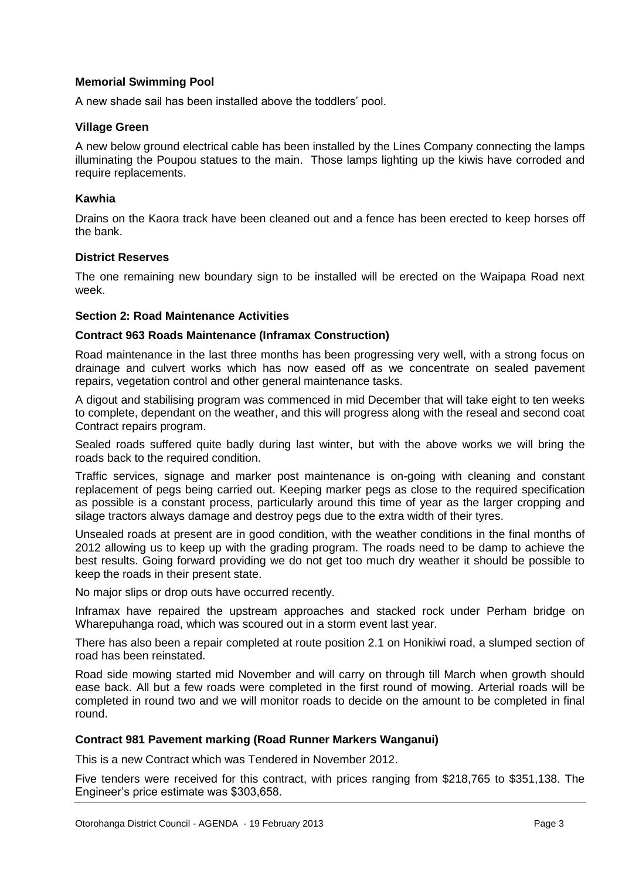**Memorial Swimming Pool**

A new shade sail has been installed above the toddlers' pool.

**Village Green**

A new below ground electrical cable has been installed by the Lines Company connecting the lamps illuminating the Poupou statues to the main. Those lamps lighting up the kiwis have corroded and require replacements.

**Kawhia**

Drains on the Kaora track have been cleaned out and a fence has been erected to keep horses off the bank.

**District Reserves**

The one remaining new boundary sign to be installed will be erected on the Waipapa Road next week.

**Section 2: Road Maintenance Activities**

**Contract 963 Roads Maintenance (Inframax Construction)**

Road maintenance in the last three months has been progressing very well, with a strong focus on drainage and culvert works which has now eased off as we concentrate on sealed pavement repairs, vegetation control and other general maintenance tasks.

A digout and stabilising program was commenced in mid December that will take eight to ten weeks to complete, dependant on the weather, and this will progress along with the reseal and second coat Contract repairs program.

Sealed roads suffered quite badly during last winter, but with the above works we will bring the roads back to the required condition.

Traffic services, signage and marker post maintenance is on-going with cleaning and constant replacement of pegs being carried out. Keeping marker pegs as close to the required specification as possible is a constant process, particularly around this time of year as the larger cropping and silage tractors always damage and destroy pegs due to the extra width of their tyres.

Unsealed roads at present are in good condition, with the weather conditions in the final months of 2012 allowing us to keep up with the grading program. The roads need to be damp to achieve the best results. Going forward providing we do not get too much dry weather it should be possible to keep the roads in their present state.

No major slips or drop outs have occurred recently.

Inframax have repaired the upstream approaches and stacked rock under Perham bridge on Wharepuhanga road, which was scoured out in a storm event last year.

There has also been a repair completed at route position 2.1 on Honikiwi road, a slumped section of road has been reinstated.

Road side mowing started mid November and will carry on through till March when growth should ease back. All but a few roads were completed in the first round of mowing. Arterial roads will be completed in round two and we will monitor roads to decide on the amount to be completed in final round.

**Contract 981 Pavement marking (Road Runner Markers Wanganui)**

This is a new Contract which was Tendered in November 2012.

Five tenders were received for this contract, with prices ranging from $218,765 to $351,138. The Engineer's price estimate was $303,658.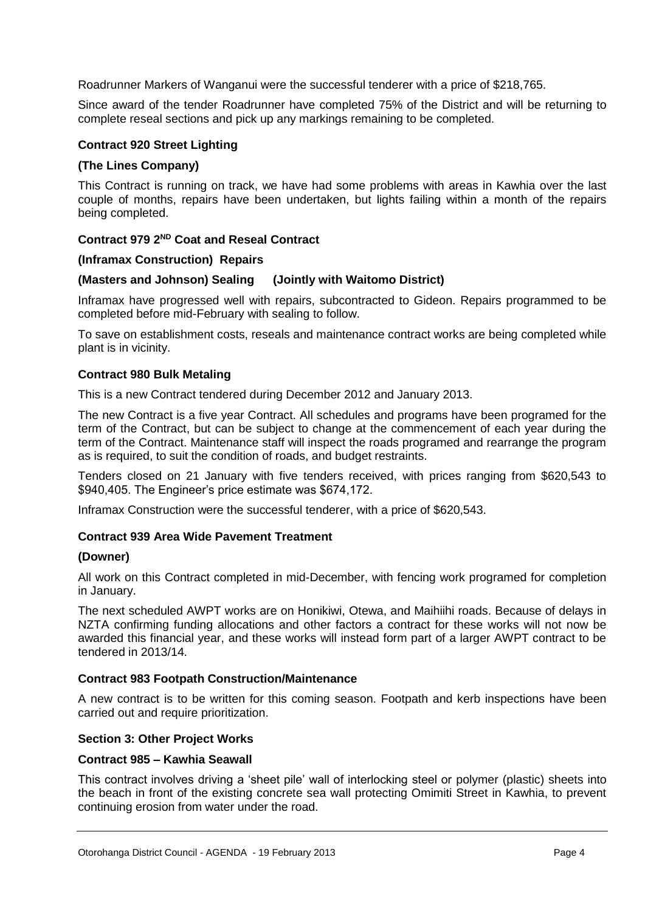Roadrunner Markers of Wanganui were the successful tenderer with a price of $218,765.

Since award of the tender Roadrunner have completed 75% of the District and will be returning to complete reseal sections and pick up any markings remaining to be completed.

**Contract 920 Street Lighting**

**(The Lines Company)**

This Contract is running on track, we have had some problems with areas in Kawhia over the last couple of months, repairs have been undertaken, but lights failing within a month of the repairs being completed.

**Contract 979 2ND Coat and Reseal Contract**

**(Inframax Construction) Repairs**

**(Masters and Johnson) Sealing (Jointly with Waitomo District)**

Inframax have progressed well with repairs, subcontracted to Gideon. Repairs programmed to be completed before mid-February with sealing to follow.

To save on establishment costs, reseals and maintenance contract works are being completed while plant is in vicinity.

**Contract 980 Bulk Metaling**

This is a new Contract tendered during December 2012 and January 2013.

The new Contract is a five year Contract. All schedules and programs have been programed for the term of the Contract, but can be subject to change at the commencement of each year during the term of the Contract. Maintenance staff will inspect the roads programed and rearrange the program as is required, to suit the condition of roads, and budget restraints.

Tenders closed on 21 January with five tenders received, with prices ranging from $620,543 to $940,405. The Engineer's price estimate was $674,172.

Inframax Construction were the successful tenderer, with a price of $620,543.

**Contract 939 Area Wide Pavement Treatment**

**(Downer)**

All work on this Contract completed in mid-December, with fencing work programed for completion in January.

The next scheduled AWPT works are on Honikiwi, Otewa, and Maihiihi roads. Because of delays in NZTA confirming funding allocations and other factors a contract for these works will not now be awarded this financial year, and these works will instead form part of a larger AWPT contract to be tendered in 2013/14.

**Contract 983 Footpath Construction/Maintenance**

A new contract is to be written for this coming season. Footpath and kerb inspections have been carried out and require prioritization.

**Section 3: Other Project Works**

**Contract 985 – Kawhia Seawall**

This contract involves driving a 'sheet pile' wall of interlocking steel or polymer (plastic) sheets into the beach in front of the existing concrete sea wall protecting Omimiti Street in Kawhia, to prevent continuing erosion from water under the road.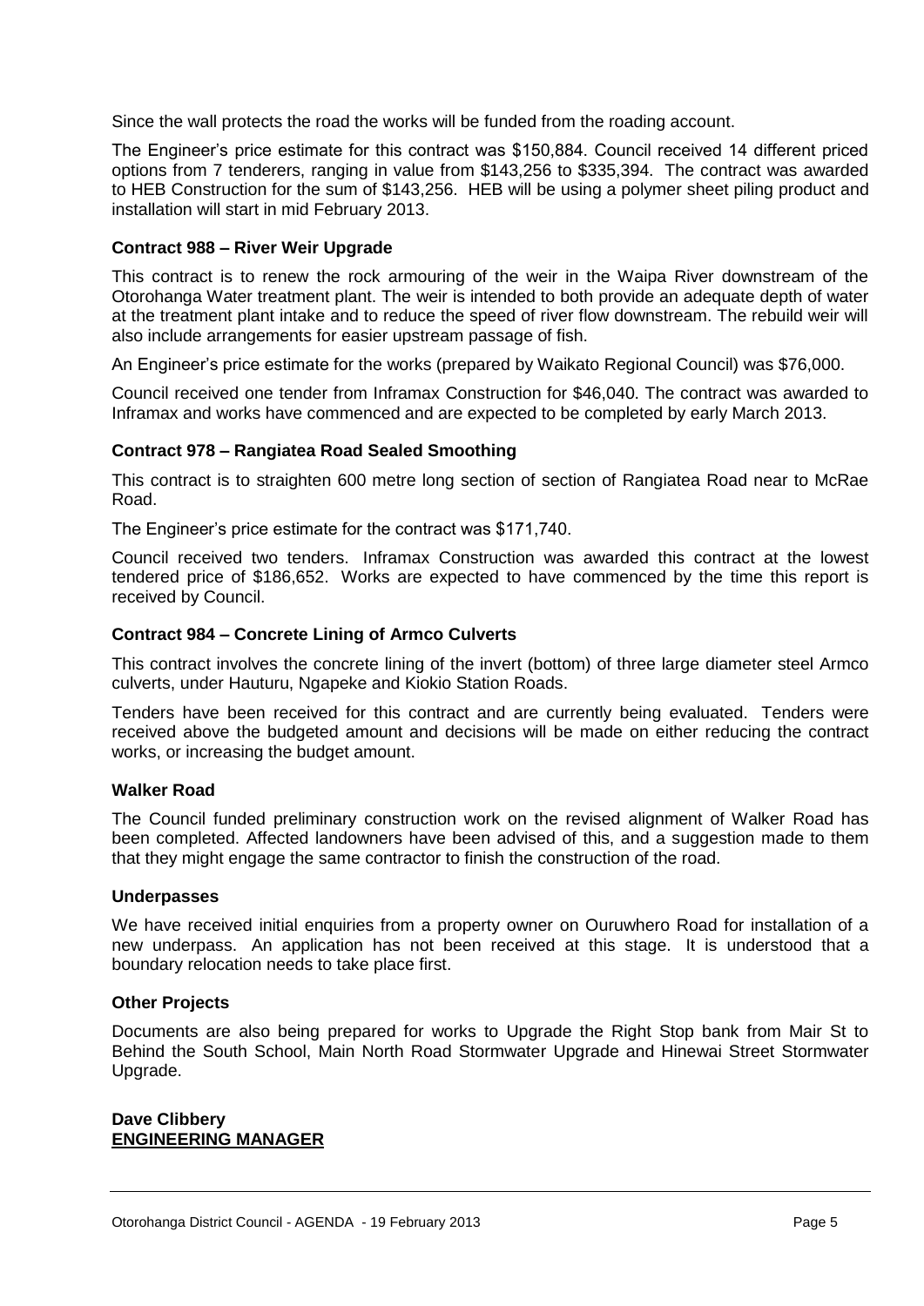Since the wall protects the road the works will be funded from the roading account.

The Engineer's price estimate for this contract was $150,884. Council received 14 different priced options from 7 tenderers, ranging in value from $143,256 to $335,394. The contract was awarded to HEB Construction for the sum of $143,256. HEB will be using a polymer sheet piling product and installation will start in mid February 2013.

**Contract 988 – River Weir Upgrade**

This contract is to renew the rock armouring of the weir in the Waipa River downstream of the Otorohanga Water treatment plant. The weir is intended to both provide an adequate depth of water at the treatment plant intake and to reduce the speed of river flow downstream. The rebuild weir will also include arrangements for easier upstream passage of fish.

An Engineer's price estimate for the works (prepared by Waikato Regional Council) was $76,000.

Council received one tender from Inframax Construction for $46,040. The contract was awarded to Inframax and works have commenced and are expected to be completed by early March 2013.

**Contract 978 – Rangiatea Road Sealed Smoothing**

This contract is to straighten 600 metre long section of section of Rangiatea Road near to McRae Road.

The Engineer's price estimate for the contract was $171,740.

Council received two tenders. Inframax Construction was awarded this contract at the lowest tendered price of $186,652. Works are expected to have commenced by the time this report is received by Council.

**Contract 984 – Concrete Lining of Armco Culverts**

This contract involves the concrete lining of the invert (bottom) of three large diameter steel Armco culverts, under Hauturu, Ngapeke and Kiokio Station Roads.

Tenders have been received for this contract and are currently being evaluated. Tenders were received above the budgeted amount and decisions will be made on either reducing the contract works, or increasing the budget amount.

**Walker Road**

The Council funded preliminary construction work on the revised alignment of Walker Road has been completed. Affected landowners have been advised of this, and a suggestion made to them that they might engage the same contractor to finish the construction of the road.

**Underpasses**

We have received initial enquiries from a property owner on Ouruwhero Road for installation of a new underpass. An application has not been received at this stage. It is understood that a boundary relocation needs to take place first.

**Other Projects**

Documents are also being prepared for works to Upgrade the Right Stop bank from Mair St to Behind the South School, Main North Road Stormwater Upgrade and Hinewai Street Stormwater Upgrade.

**Dave Clibbery**
**ENGINEERING MANAGER**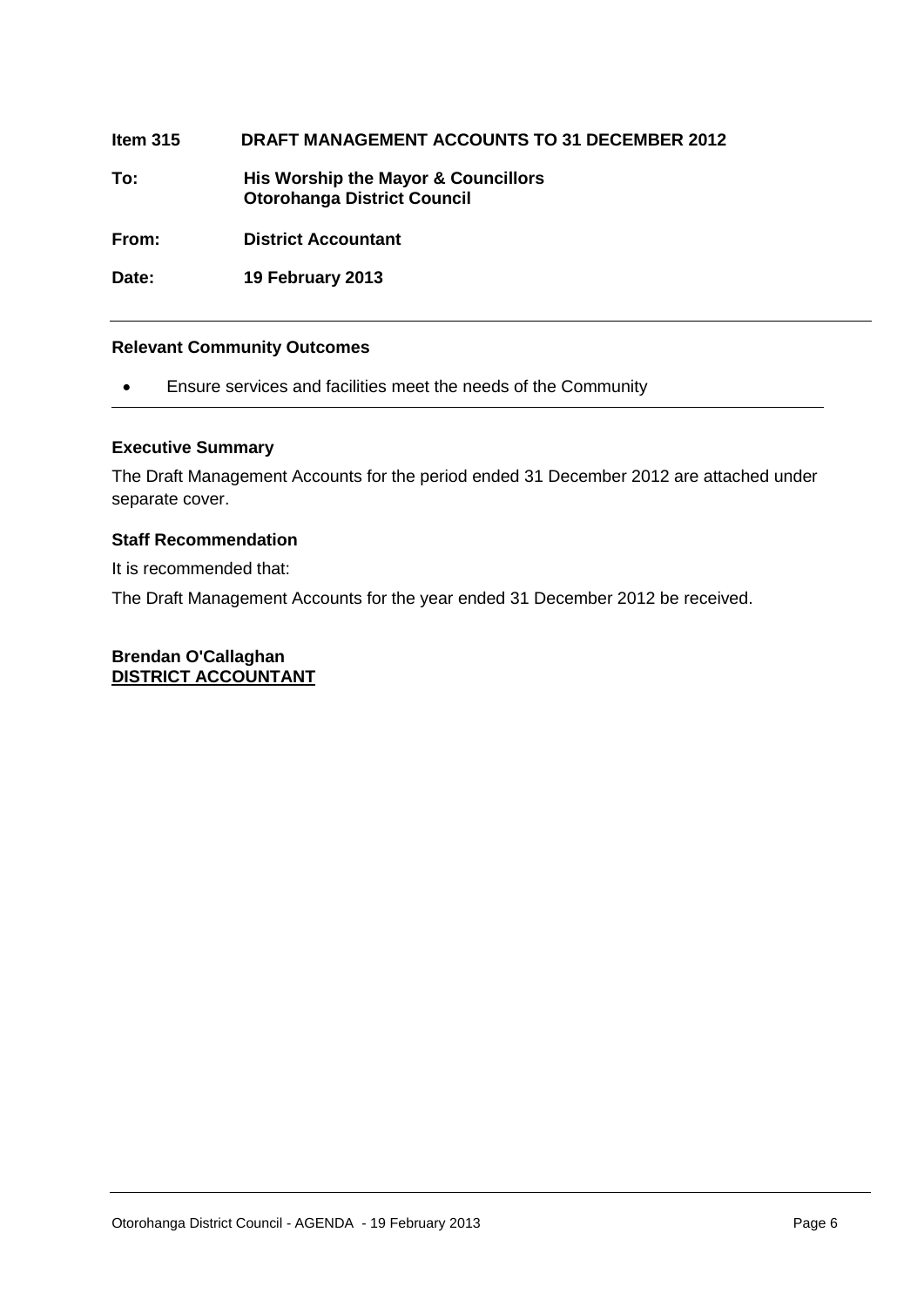**Item 315 DRAFT MANAGEMENT ACCOUNTS TO 31 DECEMBER 2012**

**To:** **His Worship the Mayor & Councillors**
**Otorohanga District Council**

**From:** **District Accountant**

**Date:** **19 February 2013**

---

**Relevant Community Outcomes**

- Ensure services and facilities meet the needs of the Community

---

**Executive Summary**

The Draft Management Accounts for the period ended 31 December 2012 are attached under separate cover.

**Staff Recommendation**

It is recommended that:

The Draft Management Accounts for the year ended 31 December 2012 be received.

**Brendan O'Callaghan**
**DISTRICT ACCOUNTANT**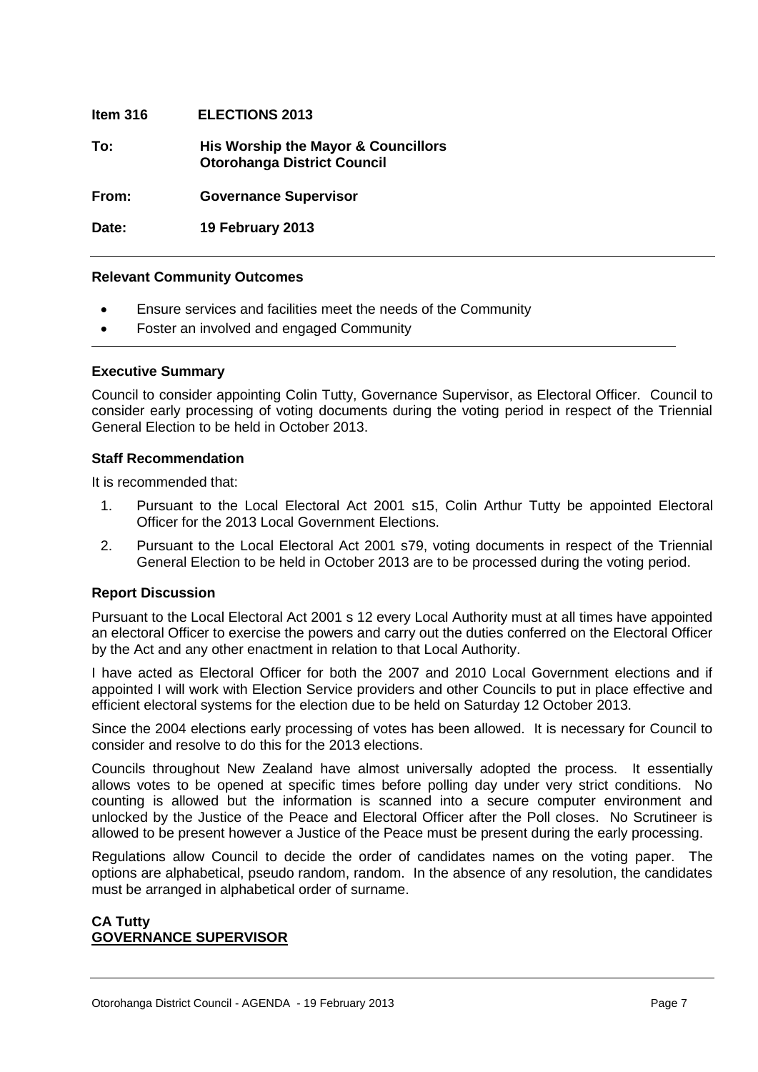**Item 316 ELECTIONS 2013**

**To:** **His Worship the Mayor & Councillors**
**Otorohanga District Council**

**From:** **Governance Supervisor**

**Date:** **19 February 2013**

---

**Relevant Community Outcomes**

- Ensure services and facilities meet the needs of the Community
- Foster an involved and engaged Community

---

**Executive Summary**

Council to consider appointing Colin Tutty, Governance Supervisor, as Electoral Officer. Council to consider early processing of voting documents during the voting period in respect of the Triennial General Election to be held in October 2013.

**Staff Recommendation**

It is recommended that:

1. Pursuant to the Local Electoral Act 2001 s15, Colin Arthur Tutty be appointed Electoral Officer for the 2013 Local Government Elections.
2. Pursuant to the Local Electoral Act 2001 s79, voting documents in respect of the Triennial General Election to be held in October 2013 are to be processed during the voting period.

**Report Discussion**

Pursuant to the Local Electoral Act 2001 s 12 every Local Authority must at all times have appointed an electoral Officer to exercise the powers and carry out the duties conferred on the Electoral Officer by the Act and any other enactment in relation to that Local Authority.

I have acted as Electoral Officer for both the 2007 and 2010 Local Government elections and if appointed I will work with Election Service providers and other Councils to put in place effective and efficient electoral systems for the election due to be held on Saturday 12 October 2013.

Since the 2004 elections early processing of votes has been allowed. It is necessary for Council to consider and resolve to do this for the 2013 elections.

Councils throughout New Zealand have almost universally adopted the process. It essentially allows votes to be opened at specific times before polling day under very strict conditions. No counting is allowed but the information is scanned into a secure computer environment and unlocked by the Justice of the Peace and Electoral Officer after the Poll closes. No Scrutineer is allowed to be present however a Justice of the Peace must be present during the early processing.

Regulations allow Council to decide the order of candidates names on the voting paper. The options are alphabetical, pseudo random, random. In the absence of any resolution, the candidates must be arranged in alphabetical order of surname.

**CA Tutty**
**GOVERNANCE SUPERVISOR**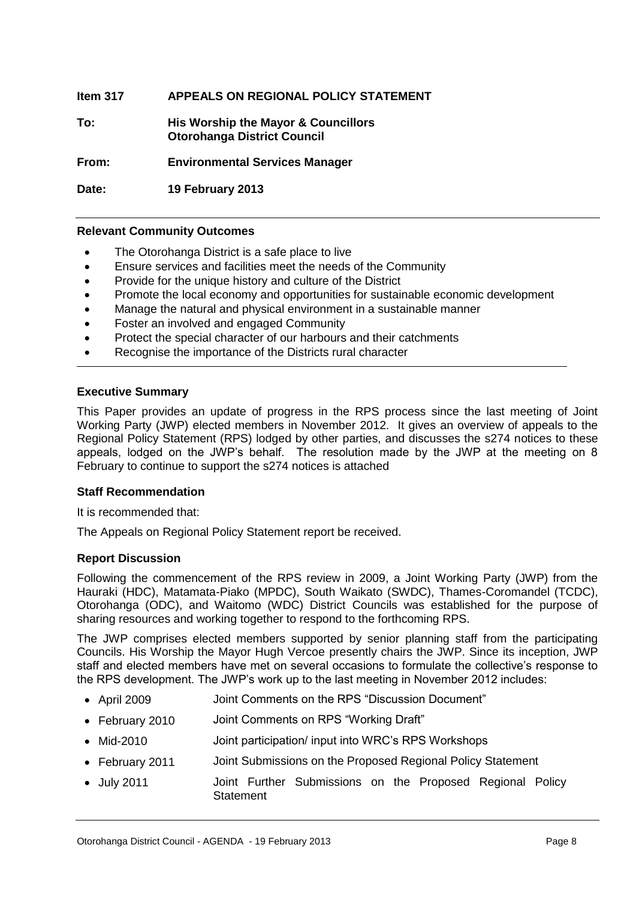**Item 317 APPEALS ON REGIONAL POLICY STATEMENT**

**To: His Worship the Mayor & Councillors**
**Otorohanga District Council**

**From: Environmental Services Manager**

**Date: 19 February 2013**

---

**Relevant Community Outcomes**

- The Otorohanga District is a safe place to live
- Ensure services and facilities meet the needs of the Community
- Provide for the unique history and culture of the District
- Promote the local economy and opportunities for sustainable economic development
- Manage the natural and physical environment in a sustainable manner
- Foster an involved and engaged Community
- Protect the special character of our harbours and their catchments
- Recognise the importance of the Districts rural character

---

**Executive Summary**

This Paper provides an update of progress in the RPS process since the last meeting of Joint Working Party (JWP) elected members in November 2012. It gives an overview of appeals to the Regional Policy Statement (RPS) lodged by other parties, and discusses the s274 notices to these appeals, lodged on the JWP's behalf. The resolution made by the JWP at the meeting on 8 February to continue to support the s274 notices is attached

**Staff Recommendation**

It is recommended that:

The Appeals on Regional Policy Statement report be received.

**Report Discussion**

Following the commencement of the RPS review in 2009, a Joint Working Party (JWP) from the Hauraki (HDC), Matamata-Piako (MPDC), South Waikato (SWDC), Thames-Coromandel (TCDC), Otorohanga (ODC), and Waitomo (WDC) District Councils was established for the purpose of sharing resources and working together to respond to the forthcoming RPS.

The JWP comprises elected members supported by senior planning staff from the participating Councils. His Worship the Mayor Hugh Vercoe presently chairs the JWP. Since its inception, JWP staff and elected members have met on several occasions to formulate the collective's response to the RPS development. The JWP's work up to the last meeting in November 2012 includes:

- April 2009 Joint Comments on the RPS "Discussion Document"
- February 2010 Joint Comments on RPS "Working Draft"
- Mid-2010 Joint participation/ input into WRC's RPS Workshops
- February 2011 Joint Submissions on the Proposed Regional Policy Statement
- July 2011 Joint Further Submissions on the Proposed Regional Policy Statement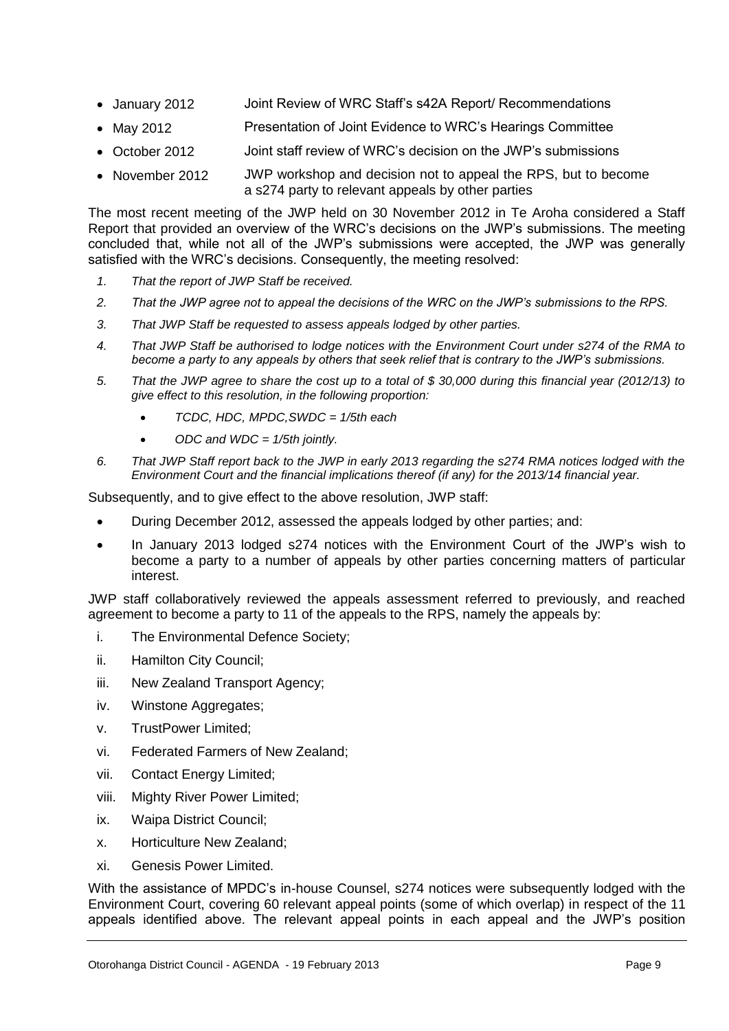- January 2012 Joint Review of WRC Staff's s42A Report/ Recommendations
- May 2012 Presentation of Joint Evidence to WRC's Hearings Committee
- October 2012 Joint staff review of WRC's decision on the JWP's submissions
- November 2012 JWP workshop and decision not to appeal the RPS, but to become a s274 party to relevant appeals by other parties

The most recent meeting of the JWP held on 30 November 2012 in Te Aroha considered a Staff Report that provided an overview of the WRC's decisions on the JWP's submissions. The meeting concluded that, while not all of the JWP's submissions were accepted, the JWP was generally satisfied with the WRC's decisions. Consequently, the meeting resolved:

1. *That the report of JWP Staff be received.*
2. *That the JWP agree not to appeal the decisions of the WRC on the JWP's submissions to the RPS.*
3. *That JWP Staff be requested to assess appeals lodged by other parties.*
4. *That JWP Staff be authorised to lodge notices with the Environment Court under s274 of the RMA to become a party to any appeals by others that seek relief that is contrary to the JWP's submissions.*
5. *That the JWP agree to share the cost up to a total of $ 30,000 during this financial year (2012/13) to give effect to this resolution, in the following proportion:*
   - *TCDC, HDC, MPDC,SWDC = 1/5th each*
   - *ODC and WDC = 1/5th jointly.*
6. *That JWP Staff report back to the JWP in early 2013 regarding the s274 RMA notices lodged with the Environment Court and the financial implications thereof (if any) for the 2013/14 financial year.*

Subsequently, and to give effect to the above resolution, JWP staff:

- During December 2012, assessed the appeals lodged by other parties; and:
- In January 2013 lodged s274 notices with the Environment Court of the JWP's wish to become a party to a number of appeals by other parties concerning matters of particular interest.

JWP staff collaboratively reviewed the appeals assessment referred to previously, and reached agreement to become a party to 11 of the appeals to the RPS, namely the appeals by:

i. The Environmental Defence Society;
ii. Hamilton City Council;
iii. New Zealand Transport Agency;
iv. Winstone Aggregates;
v. TrustPower Limited;
vi. Federated Farmers of New Zealand;
vii. Contact Energy Limited;
viii. Mighty River Power Limited;
ix. Waipa District Council;
x. Horticulture New Zealand;
xi. Genesis Power Limited.

With the assistance of MPDC's in-house Counsel, s274 notices were subsequently lodged with the Environment Court, covering 60 relevant appeal points (some of which overlap) in respect of the 11 appeals identified above. The relevant appeal points in each appeal and the JWP's position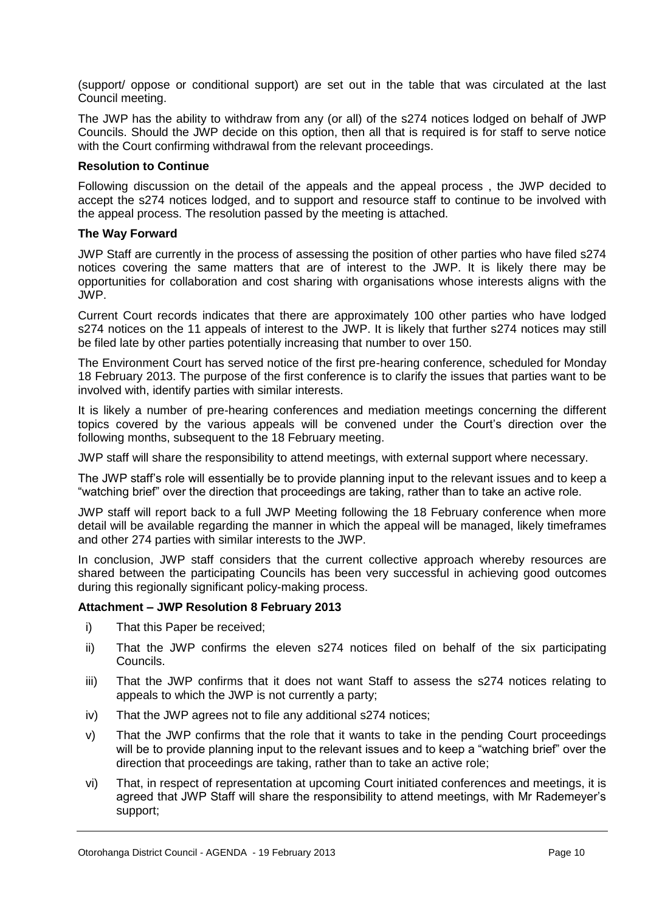(support/ oppose or conditional support) are set out in the table that was circulated at the last Council meeting.

The JWP has the ability to withdraw from any (or all) of the s274 notices lodged on behalf of JWP Councils. Should the JWP decide on this option, then all that is required is for staff to serve notice with the Court confirming withdrawal from the relevant proceedings.

**Resolution to Continue**

Following discussion on the detail of the appeals and the appeal process , the JWP decided to accept the s274 notices lodged, and to support and resource staff to continue to be involved with the appeal process. The resolution passed by the meeting is attached.

**The Way Forward**

JWP Staff are currently in the process of assessing the position of other parties who have filed s274 notices covering the same matters that are of interest to the JWP. It is likely there may be opportunities for collaboration and cost sharing with organisations whose interests aligns with the JWP.

Current Court records indicates that there are approximately 100 other parties who have lodged s274 notices on the 11 appeals of interest to the JWP. It is likely that further s274 notices may still be filed late by other parties potentially increasing that number to over 150.

The Environment Court has served notice of the first pre-hearing conference, scheduled for Monday 18 February 2013. The purpose of the first conference is to clarify the issues that parties want to be involved with, identify parties with similar interests.

It is likely a number of pre-hearing conferences and mediation meetings concerning the different topics covered by the various appeals will be convened under the Court's direction over the following months, subsequent to the 18 February meeting.

JWP staff will share the responsibility to attend meetings, with external support where necessary.

The JWP staff's role will essentially be to provide planning input to the relevant issues and to keep a "watching brief" over the direction that proceedings are taking, rather than to take an active role.

JWP staff will report back to a full JWP Meeting following the 18 February conference when more detail will be available regarding the manner in which the appeal will be managed, likely timeframes and other 274 parties with similar interests to the JWP.

In conclusion, JWP staff considers that the current collective approach whereby resources are shared between the participating Councils has been very successful in achieving good outcomes during this regionally significant policy-making process.

**Attachment – JWP Resolution 8 February 2013**

i) That this Paper be received;

ii) That the JWP confirms the eleven s274 notices filed on behalf of the six participating Councils.

iii) That the JWP confirms that it does not want Staff to assess the s274 notices relating to appeals to which the JWP is not currently a party;

iv) That the JWP agrees not to file any additional s274 notices;

v) That the JWP confirms that the role that it wants to take in the pending Court proceedings will be to provide planning input to the relevant issues and to keep a "watching brief" over the direction that proceedings are taking, rather than to take an active role;

vi) That, in respect of representation at upcoming Court initiated conferences and meetings, it is agreed that JWP Staff will share the responsibility to attend meetings, with Mr Rademeyer's support;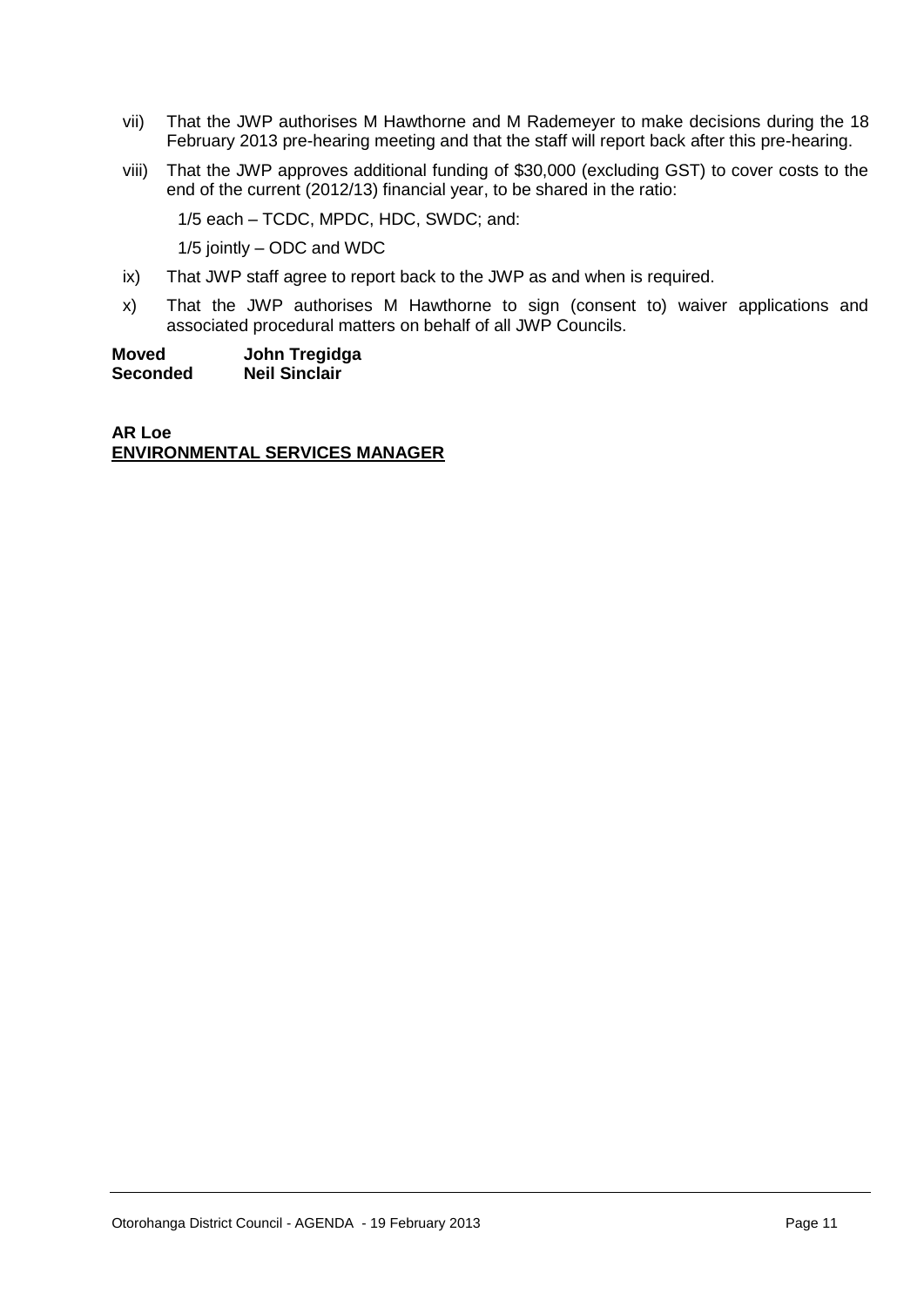vii) That the JWP authorises M Hawthorne and M Rademeyer to make decisions during the 18 February 2013 pre-hearing meeting and that the staff will report back after this pre-hearing.

viii) That the JWP approves additional funding of $30,000 (excluding GST) to cover costs to the end of the current (2012/13) financial year, to be shared in the ratio:

1/5 each – TCDC, MPDC, HDC, SWDC; and:

1/5 jointly – ODC and WDC

ix) That JWP staff agree to report back to the JWP as and when is required.

x) That the JWP authorises M Hawthorne to sign (consent to) waiver applications and associated procedural matters on behalf of all JWP Councils.

**Moved** **John Tregidga**
**Seconded** **Neil Sinclair**

**AR Loe**
**<u>ENVIRONMENTAL SERVICES MANAGER</u>**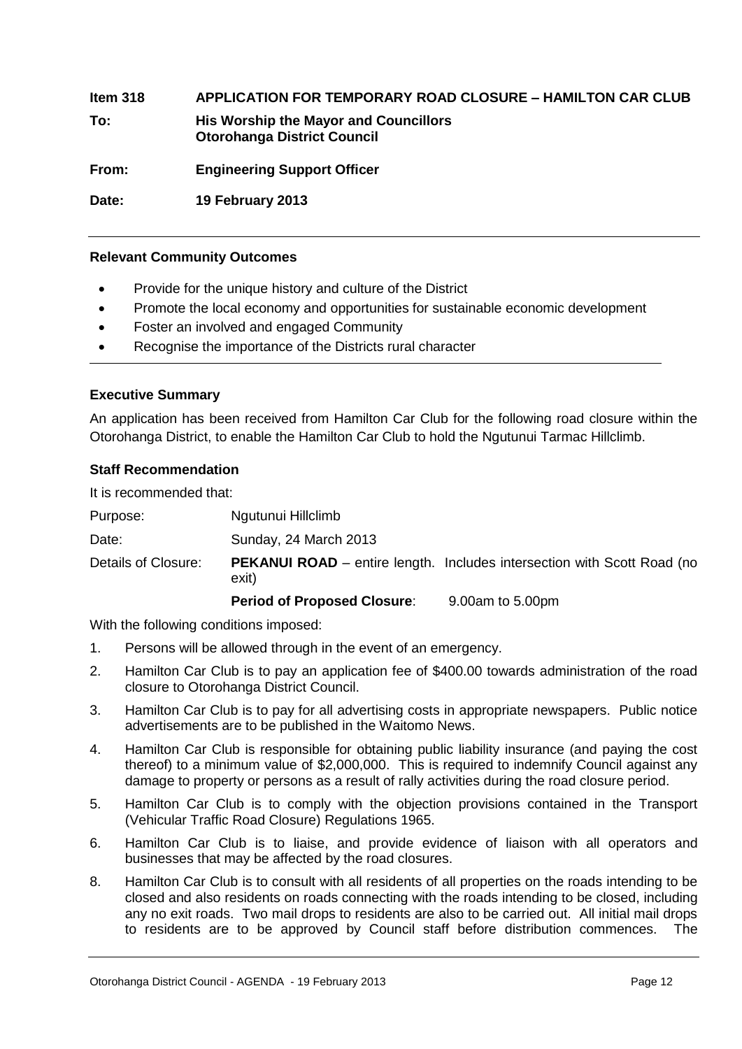**Item 318 APPLICATION FOR TEMPORARY ROAD CLOSURE – HAMILTON CAR CLUB**

**To: His Worship the Mayor and Councillors**
**Otorohanga District Council**

**From: Engineering Support Officer**

**Date: 19 February 2013**

---

**Relevant Community Outcomes**

- Provide for the unique history and culture of the District
- Promote the local economy and opportunities for sustainable economic development
- Foster an involved and engaged Community
- Recognise the importance of the Districts rural character

---

**Executive Summary**

An application has been received from Hamilton Car Club for the following road closure within the Otorohanga District, to enable the Hamilton Car Club to hold the Ngutunui Tarmac Hillclimb.

**Staff Recommendation**

It is recommended that:

Purpose: Ngutunui Hillclimb

Date: Sunday, 24 March 2013

Details of Closure: **PEKANUI ROAD** – entire length. Includes intersection with Scott Road (no exit)

**Period of Proposed Closure**: 9.00am to 5.00pm

With the following conditions imposed:

1. Persons will be allowed through in the event of an emergency.
2. Hamilton Car Club is to pay an application fee of $400.00 towards administration of the road closure to Otorohanga District Council.
3. Hamilton Car Club is to pay for all advertising costs in appropriate newspapers. Public notice advertisements are to be published in the Waitomo News.
4. Hamilton Car Club is responsible for obtaining public liability insurance (and paying the cost thereof) to a minimum value of $2,000,000. This is required to indemnify Council against any damage to property or persons as a result of rally activities during the road closure period.
5. Hamilton Car Club is to comply with the objection provisions contained in the Transport (Vehicular Traffic Road Closure) Regulations 1965.
6. Hamilton Car Club is to liaise, and provide evidence of liaison with all operators and businesses that may be affected by the road closures.
8. Hamilton Car Club is to consult with all residents of all properties on the roads intending to be closed and also residents on roads connecting with the roads intending to be closed, including any no exit roads. Two mail drops to residents are also to be carried out. All initial mail drops to residents are to be approved by Council staff before distribution commences. The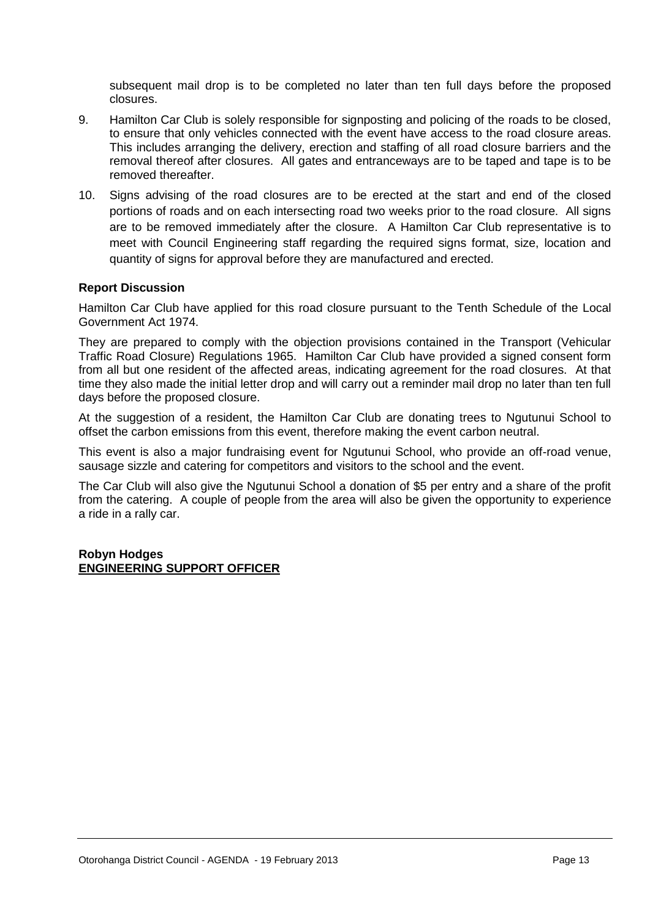subsequent mail drop is to be completed no later than ten full days before the proposed closures.

9. Hamilton Car Club is solely responsible for signposting and policing of the roads to be closed, to ensure that only vehicles connected with the event have access to the road closure areas. This includes arranging the delivery, erection and staffing of all road closure barriers and the removal thereof after closures. All gates and entranceways are to be taped and tape is to be removed thereafter.

10. Signs advising of the road closures are to be erected at the start and end of the closed portions of roads and on each intersecting road two weeks prior to the road closure. All signs are to be removed immediately after the closure. A Hamilton Car Club representative is to meet with Council Engineering staff regarding the required signs format, size, location and quantity of signs for approval before they are manufactured and erected.

**Report Discussion**

Hamilton Car Club have applied for this road closure pursuant to the Tenth Schedule of the Local Government Act 1974.

They are prepared to comply with the objection provisions contained in the Transport (Vehicular Traffic Road Closure) Regulations 1965. Hamilton Car Club have provided a signed consent form from all but one resident of the affected areas, indicating agreement for the road closures. At that time they also made the initial letter drop and will carry out a reminder mail drop no later than ten full days before the proposed closure.

At the suggestion of a resident, the Hamilton Car Club are donating trees to Ngutunui School to offset the carbon emissions from this event, therefore making the event carbon neutral.

This event is also a major fundraising event for Ngutunui School, who provide an off-road venue, sausage sizzle and catering for competitors and visitors to the school and the event.

The Car Club will also give the Ngutunui School a donation of $5 per entry and a share of the profit from the catering. A couple of people from the area will also be given the opportunity to experience a ride in a rally car.

**Robyn Hodges**
**ENGINEERING SUPPORT OFFICER**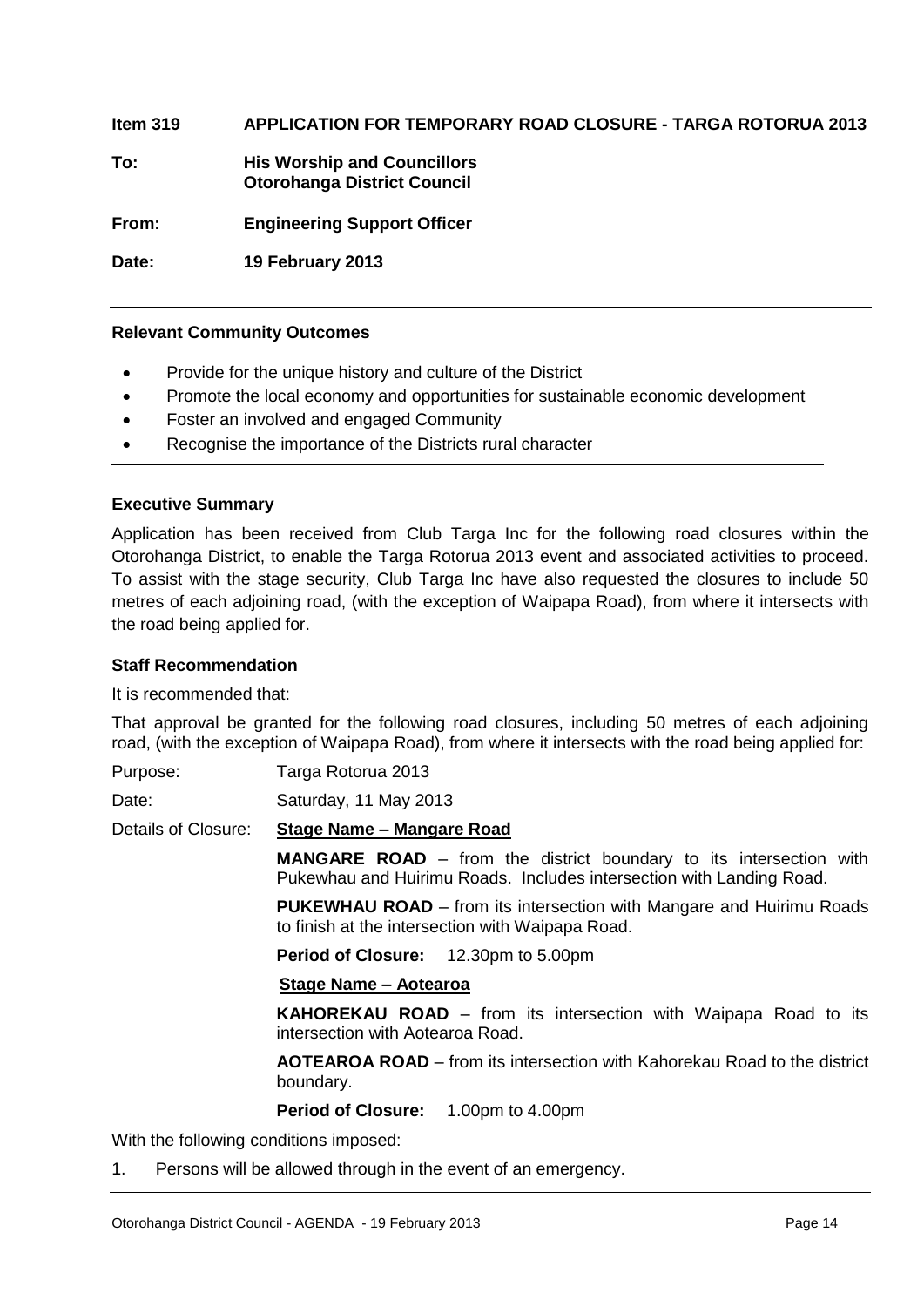**Item 319 APPLICATION FOR TEMPORARY ROAD CLOSURE - TARGA ROTORUA 2013**

**To:** **His Worship and Councillors**
**Otorohanga District Council**

**From:** **Engineering Support Officer**

**Date:** **19 February 2013**

---

### Relevant Community Outcomes

- Provide for the unique history and culture of the District
- Promote the local economy and opportunities for sustainable economic development
- Foster an involved and engaged Community
- Recognise the importance of the Districts rural character

---

### Executive Summary

Application has been received from Club Targa Inc for the following road closures within the Otorohanga District, to enable the Targa Rotorua 2013 event and associated activities to proceed. To assist with the stage security, Club Targa Inc have also requested the closures to include 50 metres of each adjoining road, (with the exception of Waipapa Road), from where it intersects with the road being applied for.

### Staff Recommendation

It is recommended that:

That approval be granted for the following road closures, including 50 metres of each adjoining road, (with the exception of Waipapa Road), from where it intersects with the road being applied for:

Purpose: Targa Rotorua 2013

Date: Saturday, 11 May 2013

Details of Closure: <u>**Stage Name – Mangare Road**</u>

**MANGARE ROAD** – from the district boundary to its intersection with Pukewhau and Huirimu Roads. Includes intersection with Landing Road.

**PUKEWHAU ROAD** – from its intersection with Mangare and Huirimu Roads to finish at the intersection with Waipapa Road.

**Period of Closure:** 12.30pm to 5.00pm

<u>**Stage Name – Aotearoa**</u>

**KAHOREKAU ROAD** – from its intersection with Waipapa Road to its intersection with Aotearoa Road.

**AOTEAROA ROAD** – from its intersection with Kahorekau Road to the district boundary.

**Period of Closure:** 1.00pm to 4.00pm

With the following conditions imposed:

1. Persons will be allowed through in the event of an emergency.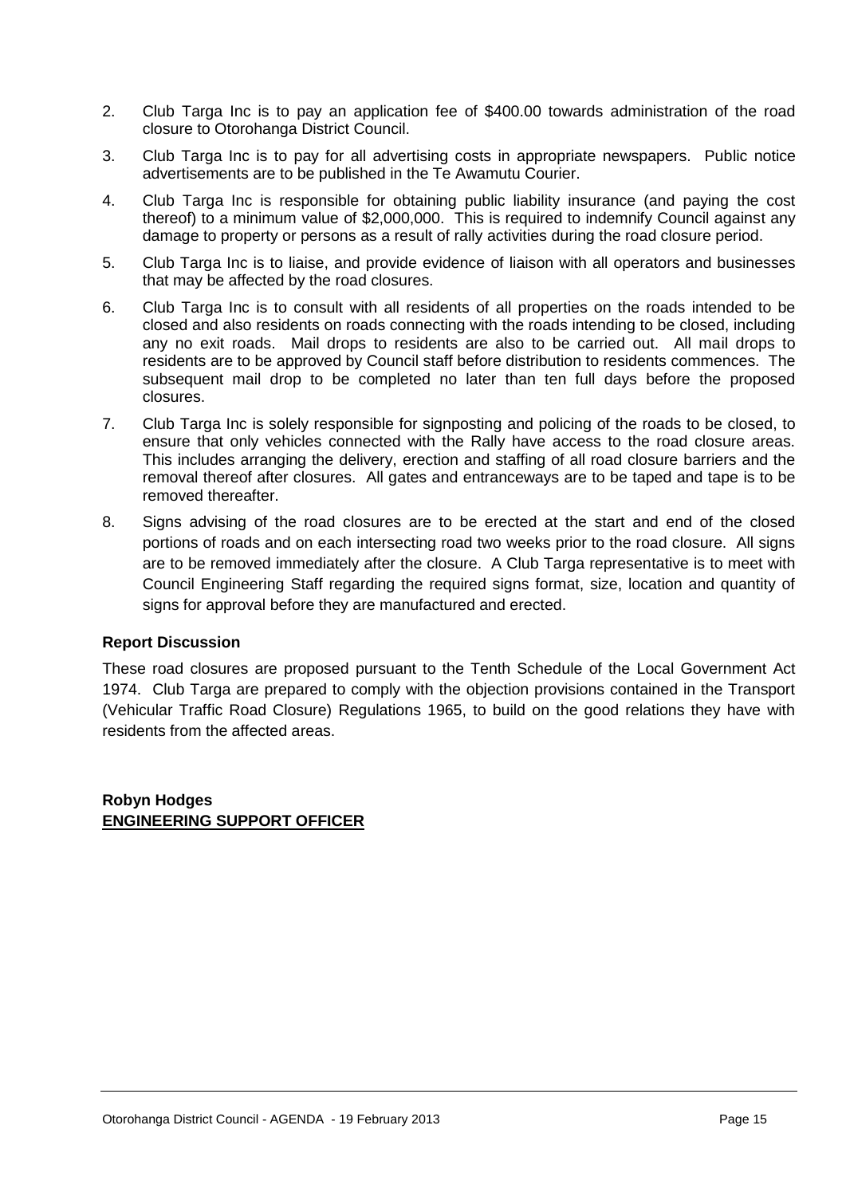2. Club Targa Inc is to pay an application fee of $400.00 towards administration of the road closure to Otorohanga District Council.

3. Club Targa Inc is to pay for all advertising costs in appropriate newspapers. Public notice advertisements are to be published in the Te Awamutu Courier.

4. Club Targa Inc is responsible for obtaining public liability insurance (and paying the cost thereof) to a minimum value of $2,000,000. This is required to indemnify Council against any damage to property or persons as a result of rally activities during the road closure period.

5. Club Targa Inc is to liaise, and provide evidence of liaison with all operators and businesses that may be affected by the road closures.

6. Club Targa Inc is to consult with all residents of all properties on the roads intended to be closed and also residents on roads connecting with the roads intending to be closed, including any no exit roads. Mail drops to residents are also to be carried out. All mail drops to residents are to be approved by Council staff before distribution to residents commences. The subsequent mail drop to be completed no later than ten full days before the proposed closures.

7. Club Targa Inc is solely responsible for signposting and policing of the roads to be closed, to ensure that only vehicles connected with the Rally have access to the road closure areas. This includes arranging the delivery, erection and staffing of all road closure barriers and the removal thereof after closures. All gates and entranceways are to be taped and tape is to be removed thereafter.

8. Signs advising of the road closures are to be erected at the start and end of the closed portions of roads and on each intersecting road two weeks prior to the road closure. All signs are to be removed immediately after the closure. A Club Targa representative is to meet with Council Engineering Staff regarding the required signs format, size, location and quantity of signs for approval before they are manufactured and erected.

**Report Discussion**

These road closures are proposed pursuant to the Tenth Schedule of the Local Government Act 1974. Club Targa are prepared to comply with the objection provisions contained in the Transport (Vehicular Traffic Road Closure) Regulations 1965, to build on the good relations they have with residents from the affected areas.

**Robyn Hodges**
**ENGINEERING SUPPORT OFFICER**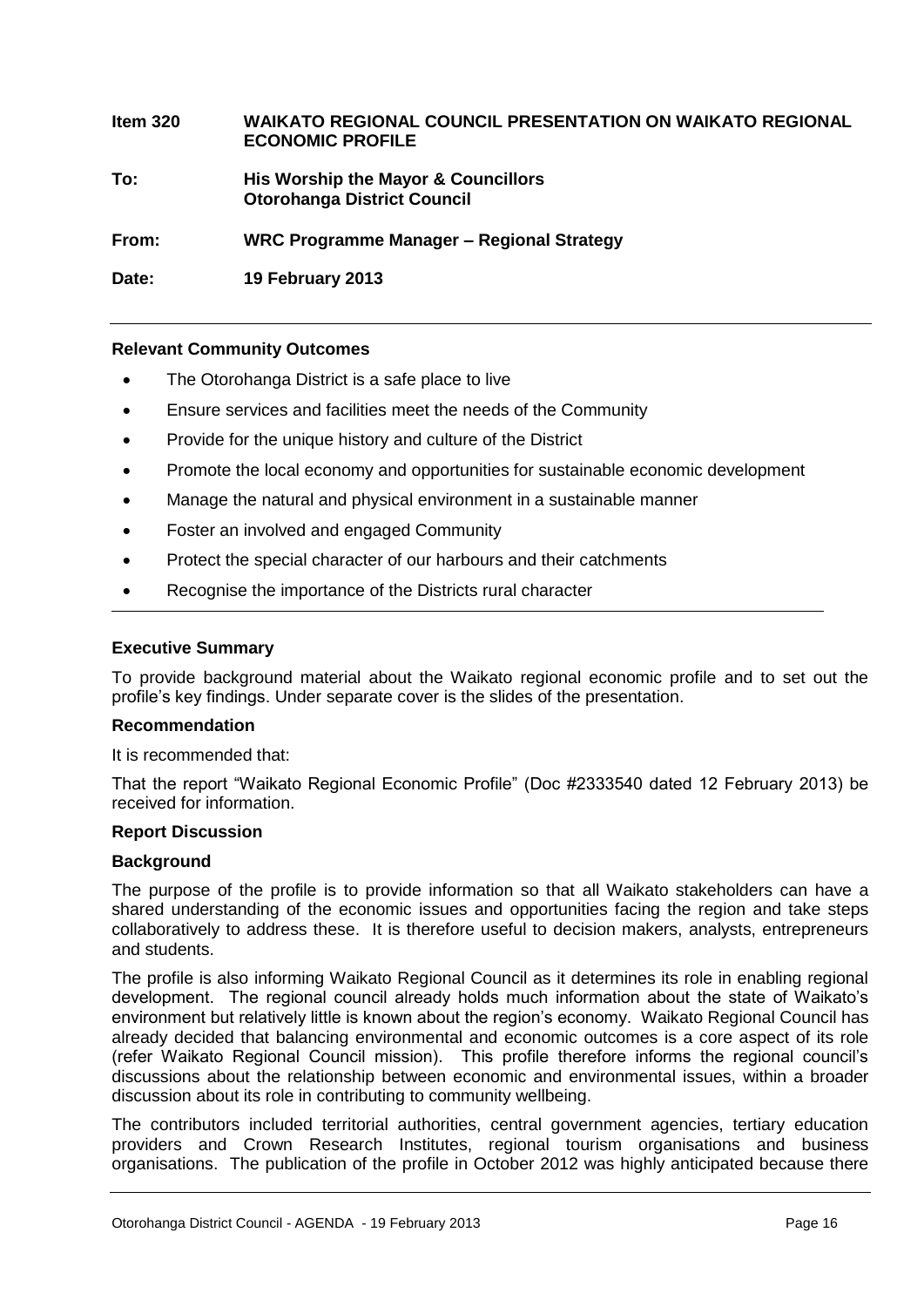**Item 320 WAIKATO REGIONAL COUNCIL PRESENTATION ON WAIKATO REGIONAL ECONOMIC PROFILE**

**To: His Worship the Mayor & Councillors Otorohanga District Council**

**From: WRC Programme Manager – Regional Strategy**

**Date: 19 February 2013**

---

**Relevant Community Outcomes**

- The Otorohanga District is a safe place to live
- Ensure services and facilities meet the needs of the Community
- Provide for the unique history and culture of the District
- Promote the local economy and opportunities for sustainable economic development
- Manage the natural and physical environment in a sustainable manner
- Foster an involved and engaged Community
- Protect the special character of our harbours and their catchments
- Recognise the importance of the Districts rural character

---

**Executive Summary**

To provide background material about the Waikato regional economic profile and to set out the profile's key findings. Under separate cover is the slides of the presentation.

**Recommendation**

It is recommended that:

That the report "Waikato Regional Economic Profile" (Doc #2333540 dated 12 February 2013) be received for information.

**Report Discussion**

**Background**

The purpose of the profile is to provide information so that all Waikato stakeholders can have a shared understanding of the economic issues and opportunities facing the region and take steps collaboratively to address these. It is therefore useful to decision makers, analysts, entrepreneurs and students.

The profile is also informing Waikato Regional Council as it determines its role in enabling regional development. The regional council already holds much information about the state of Waikato's environment but relatively little is known about the region's economy. Waikato Regional Council has already decided that balancing environmental and economic outcomes is a core aspect of its role (refer Waikato Regional Council mission). This profile therefore informs the regional council's discussions about the relationship between economic and environmental issues, within a broader discussion about its role in contributing to community wellbeing.

The contributors included territorial authorities, central government agencies, tertiary education providers and Crown Research Institutes, regional tourism organisations and business organisations. The publication of the profile in October 2012 was highly anticipated because there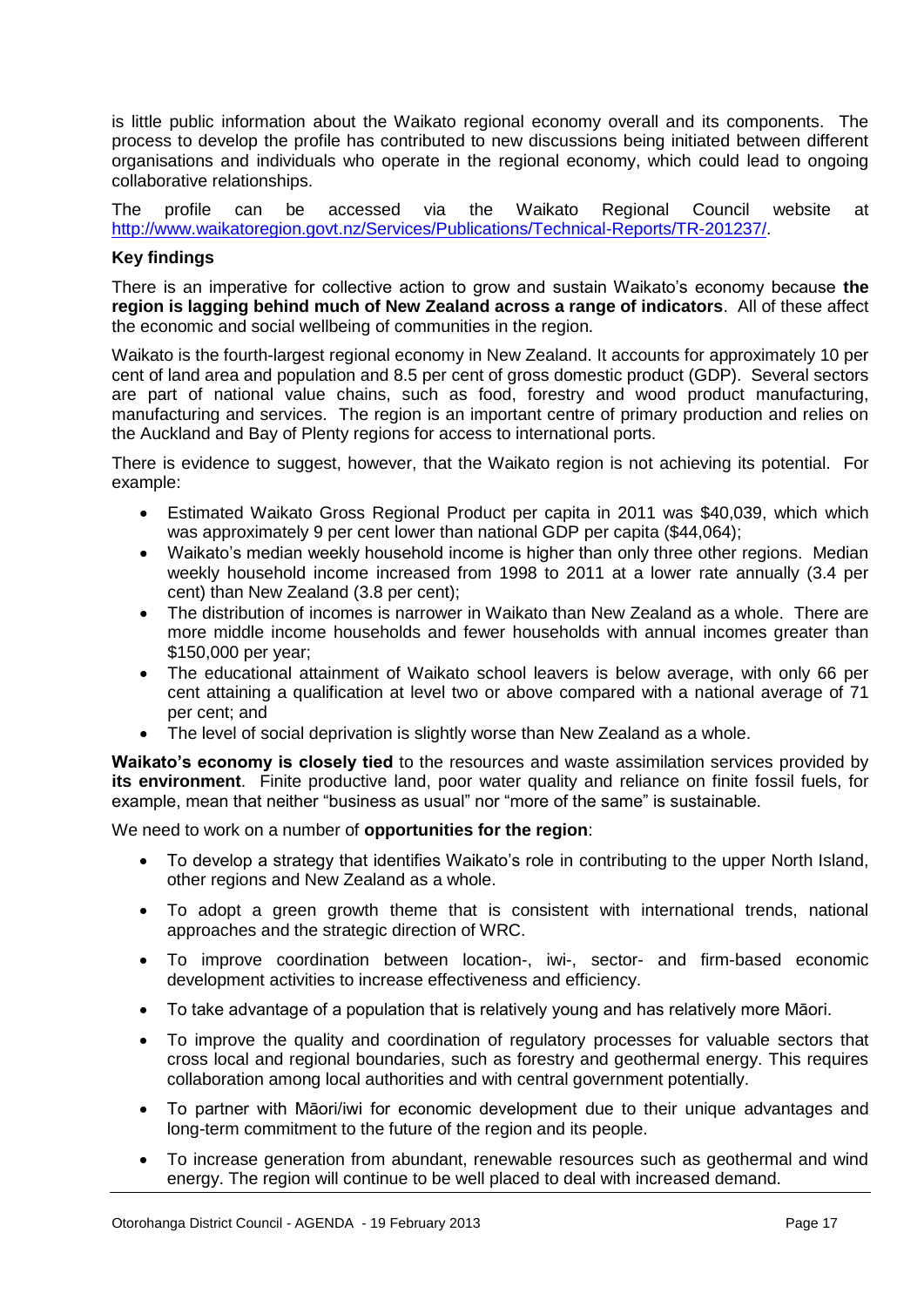is little public information about the Waikato regional economy overall and its components. The process to develop the profile has contributed to new discussions being initiated between different organisations and individuals who operate in the regional economy, which could lead to ongoing collaborative relationships.

The profile can be accessed via the Waikato Regional Council website at http://www.waikatoregion.govt.nz/Services/Publications/Technical-Reports/TR-201237/.

**Key findings**

There is an imperative for collective action to grow and sustain Waikato's economy because **the region is lagging behind much of New Zealand across a range of indicators**. All of these affect the economic and social wellbeing of communities in the region.

Waikato is the fourth-largest regional economy in New Zealand. It accounts for approximately 10 per cent of land area and population and 8.5 per cent of gross domestic product (GDP). Several sectors are part of national value chains, such as food, forestry and wood product manufacturing, manufacturing and services. The region is an important centre of primary production and relies on the Auckland and Bay of Plenty regions for access to international ports.

There is evidence to suggest, however, that the Waikato region is not achieving its potential. For example:

- Estimated Waikato Gross Regional Product per capita in 2011 was $40,039, which which was approximately 9 per cent lower than national GDP per capita ($44,064);
- Waikato's median weekly household income is higher than only three other regions. Median weekly household income increased from 1998 to 2011 at a lower rate annually (3.4 per cent) than New Zealand (3.8 per cent);
- The distribution of incomes is narrower in Waikato than New Zealand as a whole. There are more middle income households and fewer households with annual incomes greater than $150,000 per year;
- The educational attainment of Waikato school leavers is below average, with only 66 per cent attaining a qualification at level two or above compared with a national average of 71 per cent; and
- The level of social deprivation is slightly worse than New Zealand as a whole.

**Waikato's economy is closely tied** to the resources and waste assimilation services provided by **its environment**. Finite productive land, poor water quality and reliance on finite fossil fuels, for example, mean that neither "business as usual" nor "more of the same" is sustainable.

We need to work on a number of **opportunities for the region**:

- To develop a strategy that identifies Waikato's role in contributing to the upper North Island, other regions and New Zealand as a whole.
- To adopt a green growth theme that is consistent with international trends, national approaches and the strategic direction of WRC.
- To improve coordination between location-, iwi-, sector- and firm-based economic development activities to increase effectiveness and efficiency.
- To take advantage of a population that is relatively young and has relatively more Māori.
- To improve the quality and coordination of regulatory processes for valuable sectors that cross local and regional boundaries, such as forestry and geothermal energy. This requires collaboration among local authorities and with central government potentially.
- To partner with Māori/iwi for economic development due to their unique advantages and long-term commitment to the future of the region and its people.
- To increase generation from abundant, renewable resources such as geothermal and wind energy. The region will continue to be well placed to deal with increased demand.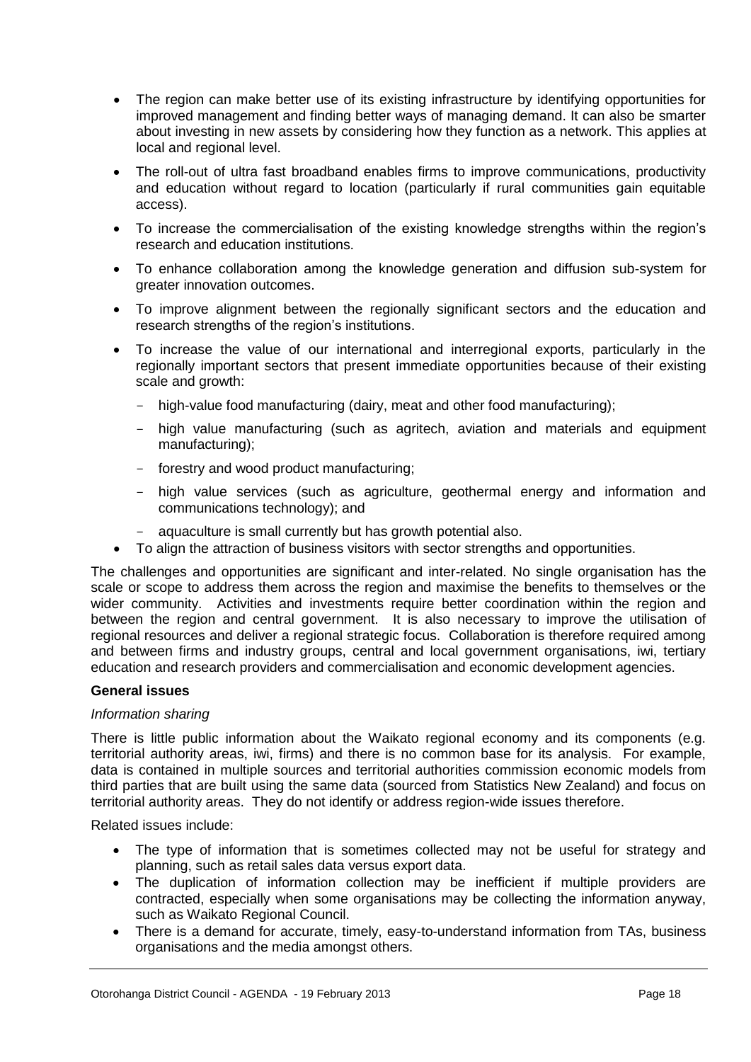- The region can make better use of its existing infrastructure by identifying opportunities for improved management and finding better ways of managing demand. It can also be smarter about investing in new assets by considering how they function as a network. This applies at local and regional level.
- The roll-out of ultra fast broadband enables firms to improve communications, productivity and education without regard to location (particularly if rural communities gain equitable access).
- To increase the commercialisation of the existing knowledge strengths within the region's research and education institutions.
- To enhance collaboration among the knowledge generation and diffusion sub-system for greater innovation outcomes.
- To improve alignment between the regionally significant sectors and the education and research strengths of the region's institutions.
- To increase the value of our international and interregional exports, particularly in the regionally important sectors that present immediate opportunities because of their existing scale and growth:
  - high-value food manufacturing (dairy, meat and other food manufacturing);
  - high value manufacturing (such as agritech, aviation and materials and equipment manufacturing);
  - forestry and wood product manufacturing;
  - high value services (such as agriculture, geothermal energy and information and communications technology); and
  - aquaculture is small currently but has growth potential also.
- To align the attraction of business visitors with sector strengths and opportunities.

The challenges and opportunities are significant and inter-related. No single organisation has the scale or scope to address them across the region and maximise the benefits to themselves or the wider community. Activities and investments require better coordination within the region and between the region and central government. It is also necessary to improve the utilisation of regional resources and deliver a regional strategic focus. Collaboration is therefore required among and between firms and industry groups, central and local government organisations, iwi, tertiary education and research providers and commercialisation and economic development agencies.

**General issues**

*Information sharing*

There is little public information about the Waikato regional economy and its components (e.g. territorial authority areas, iwi, firms) and there is no common base for its analysis. For example, data is contained in multiple sources and territorial authorities commission economic models from third parties that are built using the same data (sourced from Statistics New Zealand) and focus on territorial authority areas. They do not identify or address region-wide issues therefore.

Related issues include:

- The type of information that is sometimes collected may not be useful for strategy and planning, such as retail sales data versus export data.
- The duplication of information collection may be inefficient if multiple providers are contracted, especially when some organisations may be collecting the information anyway, such as Waikato Regional Council.
- There is a demand for accurate, timely, easy-to-understand information from TAs, business organisations and the media amongst others.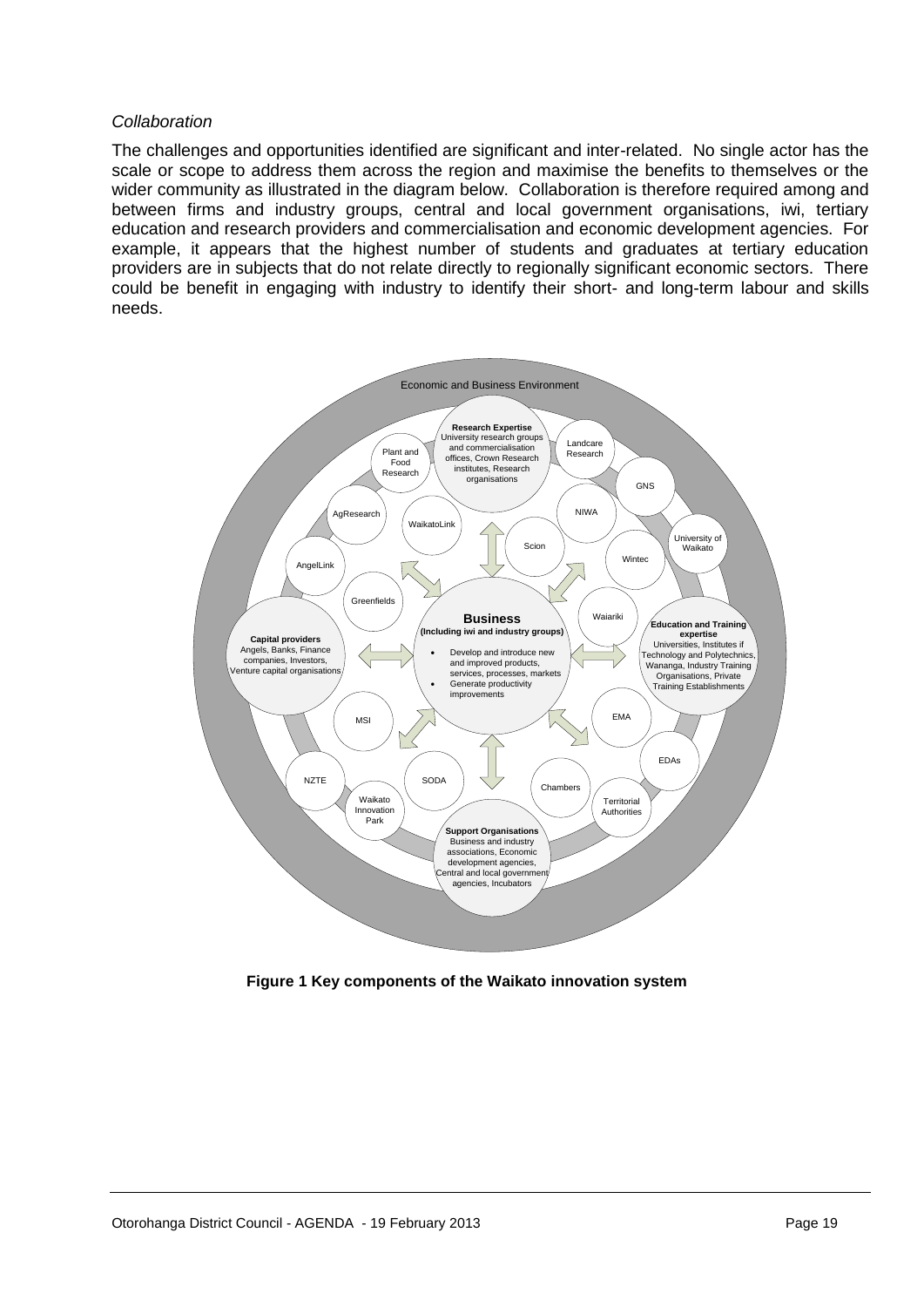*Collaboration*

The challenges and opportunities identified are significant and inter-related. No single actor has the scale or scope to address them across the region and maximise the benefits to themselves or the wider community as illustrated in the diagram below. Collaboration is therefore required among and between firms and industry groups, central and local government organisations, iwi, tertiary education and research providers and commercialisation and economic development agencies. For example, it appears that the highest number of students and graduates at tertiary education providers are in subjects that do not relate directly to regionally significant economic sectors. There could be benefit in engaging with industry to identify their short- and long-term labour and skills needs.

Economic and Business Environment

**Research Expertise**
University research groups and commercialisation offices, Crown Research institutes, Research organisations

Plant and Food Research

Landcare Research

GNS

AgResearch

WaikatoLink

NIWA

Scion

University of Waikato

Wintec

AngelLink

Greenfields

**Business**
**(Including iwi and industry groups)**

- Develop and introduce new and improved products, services, processes, markets
- Generate productivity improvements

Waiariki

**Capital providers**
Angels, Banks, Finance companies, Investors, Venture capital organisations

**Education and Training expertise**
Universities, Institutes if Technology and Polytechnics, Wananga, Industry Training Organisations, Private Training Establishments

MSI

EMA

EDAs

NZTE

SODA

Chambers

Waikato Innovation Park

Territorial Authorities

**Support Organisations**
Business and industry associations, Economic development agencies, Central and local government agencies, Incubators

**Figure 1 Key components of the Waikato innovation system**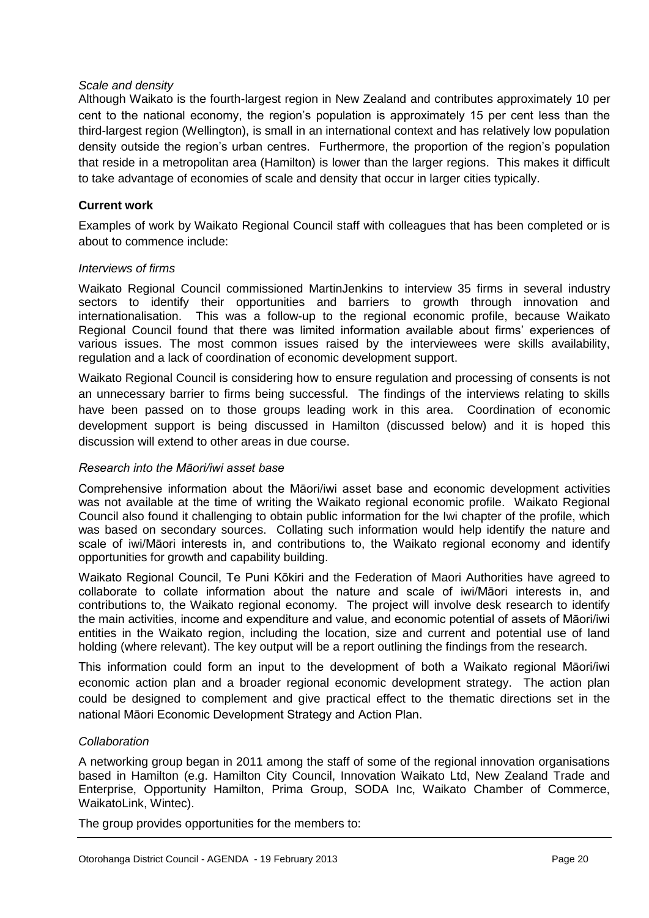*Scale and density*

Although Waikato is the fourth-largest region in New Zealand and contributes approximately 10 per cent to the national economy, the region's population is approximately 15 per cent less than the third-largest region (Wellington), is small in an international context and has relatively low population density outside the region's urban centres. Furthermore, the proportion of the region's population that reside in a metropolitan area (Hamilton) is lower than the larger regions. This makes it difficult to take advantage of economies of scale and density that occur in larger cities typically.

**Current work**

Examples of work by Waikato Regional Council staff with colleagues that has been completed or is about to commence include:

*Interviews of firms*

Waikato Regional Council commissioned MartinJenkins to interview 35 firms in several industry sectors to identify their opportunities and barriers to growth through innovation and internationalisation. This was a follow-up to the regional economic profile, because Waikato Regional Council found that there was limited information available about firms' experiences of various issues. The most common issues raised by the interviewees were skills availability, regulation and a lack of coordination of economic development support.

Waikato Regional Council is considering how to ensure regulation and processing of consents is not an unnecessary barrier to firms being successful. The findings of the interviews relating to skills have been passed on to those groups leading work in this area. Coordination of economic development support is being discussed in Hamilton (discussed below) and it is hoped this discussion will extend to other areas in due course.

*Research into the Māori/iwi asset base*

Comprehensive information about the Māori/iwi asset base and economic development activities was not available at the time of writing the Waikato regional economic profile. Waikato Regional Council also found it challenging to obtain public information for the Iwi chapter of the profile, which was based on secondary sources. Collating such information would help identify the nature and scale of iwi/Māori interests in, and contributions to, the Waikato regional economy and identify opportunities for growth and capability building.

Waikato Regional Council, Te Puni Kōkiri and the Federation of Maori Authorities have agreed to collaborate to collate information about the nature and scale of iwi/Māori interests in, and contributions to, the Waikato regional economy. The project will involve desk research to identify the main activities, income and expenditure and value, and economic potential of assets of Māori/iwi entities in the Waikato region, including the location, size and current and potential use of land holding (where relevant). The key output will be a report outlining the findings from the research.

This information could form an input to the development of both a Waikato regional Māori/iwi economic action plan and a broader regional economic development strategy. The action plan could be designed to complement and give practical effect to the thematic directions set in the national Māori Economic Development Strategy and Action Plan.

*Collaboration*

A networking group began in 2011 among the staff of some of the regional innovation organisations based in Hamilton (e.g. Hamilton City Council, Innovation Waikato Ltd, New Zealand Trade and Enterprise, Opportunity Hamilton, Prima Group, SODA Inc, Waikato Chamber of Commerce, WaikatoLink, Wintec).

The group provides opportunities for the members to: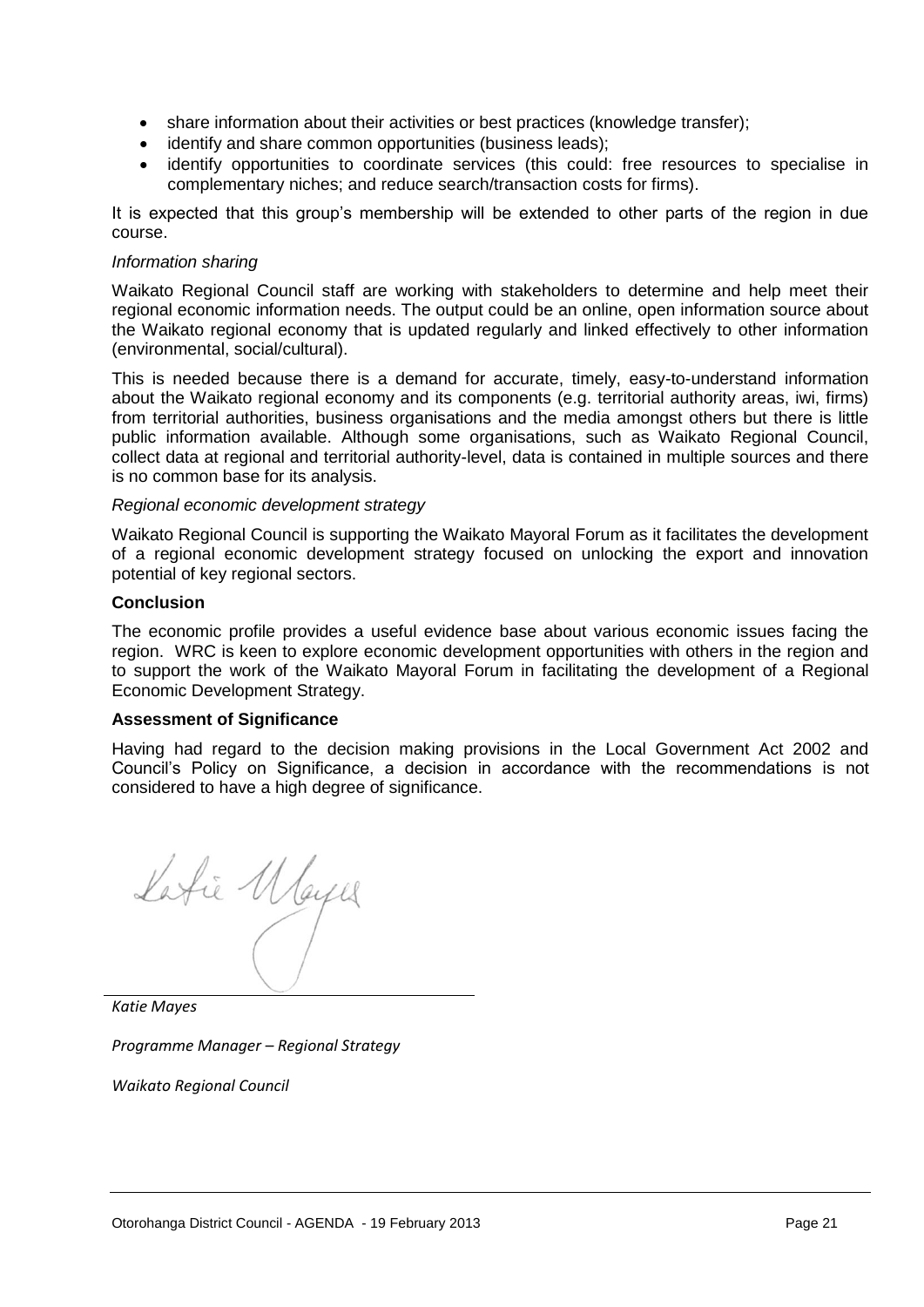- share information about their activities or best practices (knowledge transfer);
- identify and share common opportunities (business leads);
- identify opportunities to coordinate services (this could: free resources to specialise in complementary niches; and reduce search/transaction costs for firms).

It is expected that this group's membership will be extended to other parts of the region in due course.

*Information sharing*

Waikato Regional Council staff are working with stakeholders to determine and help meet their regional economic information needs. The output could be an online, open information source about the Waikato regional economy that is updated regularly and linked effectively to other information (environmental, social/cultural).

This is needed because there is a demand for accurate, timely, easy-to-understand information about the Waikato regional economy and its components (e.g. territorial authority areas, iwi, firms) from territorial authorities, business organisations and the media amongst others but there is little public information available. Although some organisations, such as Waikato Regional Council, collect data at regional and territorial authority-level, data is contained in multiple sources and there is no common base for its analysis.

*Regional economic development strategy*

Waikato Regional Council is supporting the Waikato Mayoral Forum as it facilitates the development of a regional economic development strategy focused on unlocking the export and innovation potential of key regional sectors.

**Conclusion**

The economic profile provides a useful evidence base about various economic issues facing the region. WRC is keen to explore economic development opportunities with others in the region and to support the work of the Waikato Mayoral Forum in facilitating the development of a Regional Economic Development Strategy.

**Assessment of Significance**

Having had regard to the decision making provisions in the Local Government Act 2002 and Council's Policy on Significance, a decision in accordance with the recommendations is not considered to have a high degree of significance.

*Katie Mayes*

*Programme Manager – Regional Strategy*

*Waikato Regional Council*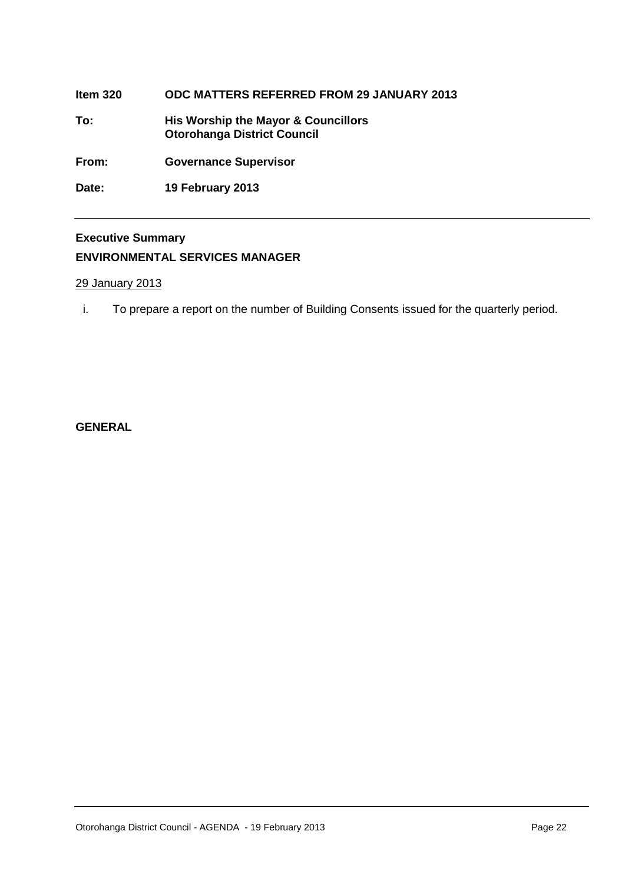**Item 320 ODC MATTERS REFERRED FROM 29 JANUARY 2013**

**To: His Worship the Mayor & Councillors**
**Otorohanga District Council**

**From: Governance Supervisor**

**Date: 19 February 2013**

---

**Executive Summary**

**ENVIRONMENTAL SERVICES MANAGER**

29 January 2013

i. To prepare a report on the number of Building Consents issued for the quarterly period.

**GENERAL**